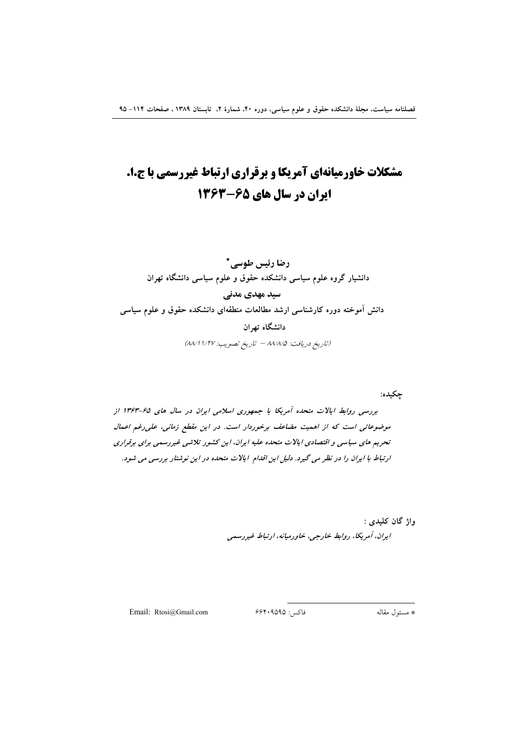# مشکلات خاورمیانه‌ای آمریکا و برقراری ارتباط غیررسمی با ج.ا. ایران در سال های ۶۵-۱۳۶۳

**رضا رئیس طوسی**[*]

**دانشیار گروه علوم سیاسی دانشکده حقوق و علوم سیاسی دانشگاه تهران**

**سید مهدی مدنی**

**دانش آموخته دوره کارشناسی ارشد مطالعات منطقه‌ای دانشکده حقوق و علوم سیاسی دانشگاه تهران**

(تاریخ دریافت: ۸۸/۸/۵ – تاریخ تصویب: ۸۸/۱۱/۲۷)

**چکیده:**

*بررسی روابط ایالات متحده آمریکا با جمهوری اسلامی ایران در سال های ۶۵-۱۳۶۳ از موضوعاتی است که از اهمیت مضاعف برخوردار است. در این مقطع زمانی، علی‌رغم اعمال تحریم های سیاسی و اقتصادی ایالات متحده علیه ایران، این کشور تلاشی غیررسمی برای برقراری ارتباط با ایران را در نظر می گیرد. دلیل این اقدام ایالات متحده در این نوشتار بررسی می شود.*

**واژ گان کلیدی :**

*ایران، آمریکا، روابط خارجی، خاورمیانه، ارتباط غیررسمی*

---

[*] مسئول مقاله — فاکس: ۶۶۴۰۹۵۹۵ — Email: Rtosi@Gmail.com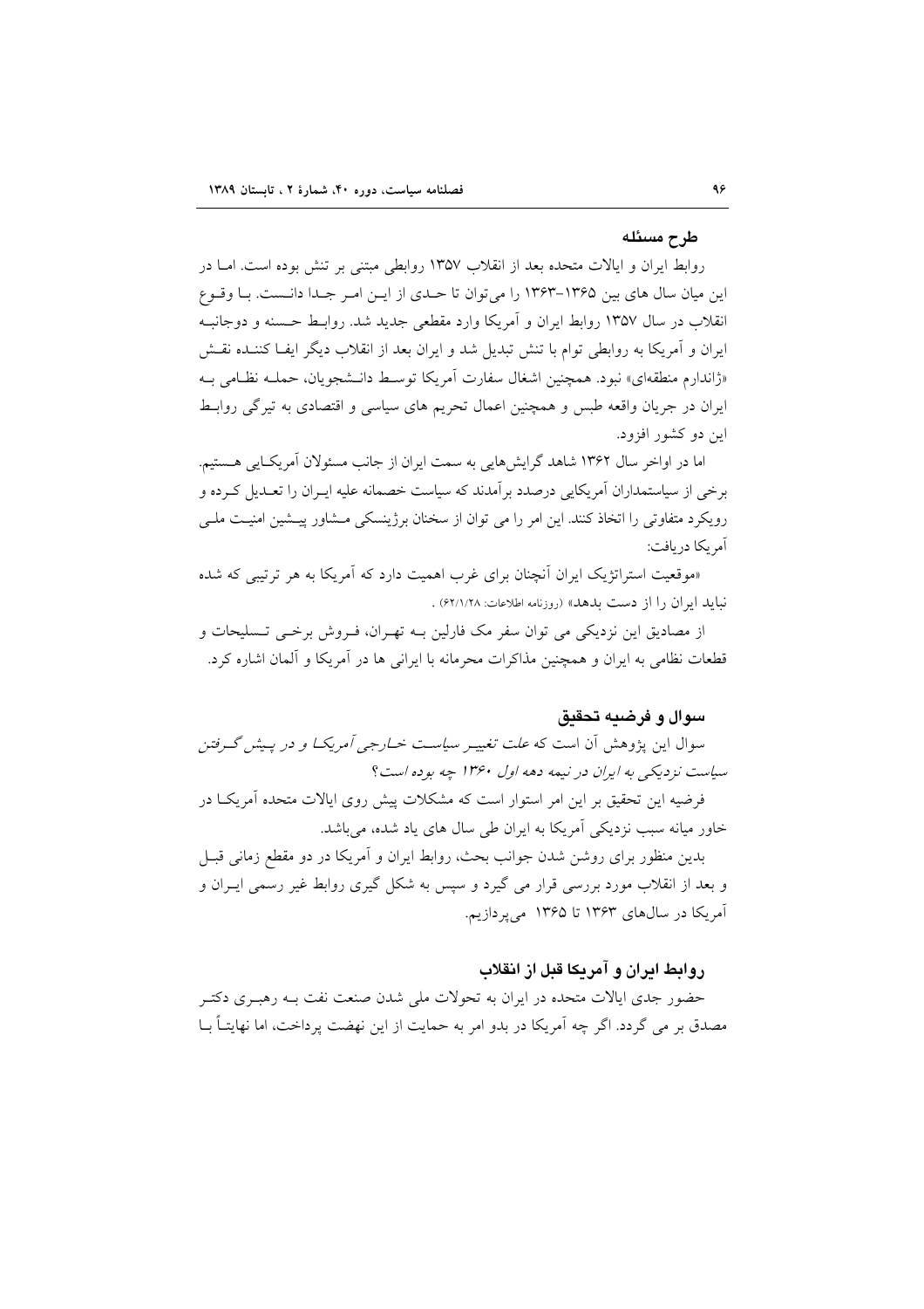## طرح مسئله

روابط ایران و ایالات متحده بعد از انقلاب ۱۳۵۷ روابطی مبتنی بر تنش بوده است. اما در این میان سال های بین ۱۳۶۵-۱۳۶۳ را می‌توان تا حدی از این امر جدا دانست. با وقوع انقلاب در سال ۱۳۵۷ روابط ایران و آمریکا وارد مقطعی جدید شد. روابط حسنه و دوجانبه ایران و آمریکا به روابطی توام با تنش تبدیل شد و ایران بعد از انقلاب دیگر ایفا کننده نقش «ژاندارم منطقه‌ای» نبود. همچنین اشغال سفارت آمریکا توسط دانشجویان، حمله نظامی به ایران در جریان واقعه طبس و همچنین اعمال تحریم های سیاسی و اقتصادی به تیرگی روابط این دو کشور افزود.

اما در اواخر سال ۱۳۶۲ شاهد گرایش‌هایی به سمت ایران از جانب مسئولان آمریکایی هستیم. برخی از سیاستمداران آمریکایی درصدد برآمدند که سیاست خصمانه علیه ایران را تعدیل کرده و رویکرد متفاوتی را اتخاذ کنند. این امر را می توان از سخنان برژینسکی مشاور پیشین امنیت ملی آمریکا دریافت:

«موقعیت استراتژیک ایران آنچنان برای غرب اهمیت دارد که آمریکا به هر ترتیبی که شده نباید ایران را از دست بدهد» (روزنامه اطلاعات: ۶۲/۱/۲۸) .

از مصادیق این نزدیکی می توان سفر مک فارلین به تهران، فروش برخی تسلیحات و قطعات نظامی به ایران و همچنین مذاکرات محرمانه با ایرانی ها در آمریکا و آلمان اشاره کرد.

## سوال و فرضیه تحقیق

سوال این پژوهش آن است که *علت تغییر سیاست خارجی آمریکا و در پیش گرفتن سیاست نزدیکی به ایران در نیمه دهه اول ۱۳۶۰ چه بوده است*؟

فرضیه این تحقیق بر این امر استوار است که مشکلات پیش روی ایالات متحده آمریکا در خاور میانه سبب نزدیکی آمریکا به ایران طی سال های یاد شده، می‌باشد.

بدین منظور برای روشن شدن جوانب بحث، روابط ایران و آمریکا در دو مقطع زمانی قبل و بعد از انقلاب مورد بررسی قرار می گیرد و سپس به شکل گیری روابط غیر رسمی ایران و آمریکا در سال‌های ۱۳۶۳ تا ۱۳۶۵ می‌پردازیم.

## روابط ایران و آمریکا قبل از انقلاب

حضور جدی ایالات متحده در ایران به تحولات ملی شدن صنعت نفت به رهبری دکتر مصدق بر می گردد. اگر چه آمریکا در بدو امر به حمایت از این نهضت پرداخت، اما نهایتاً با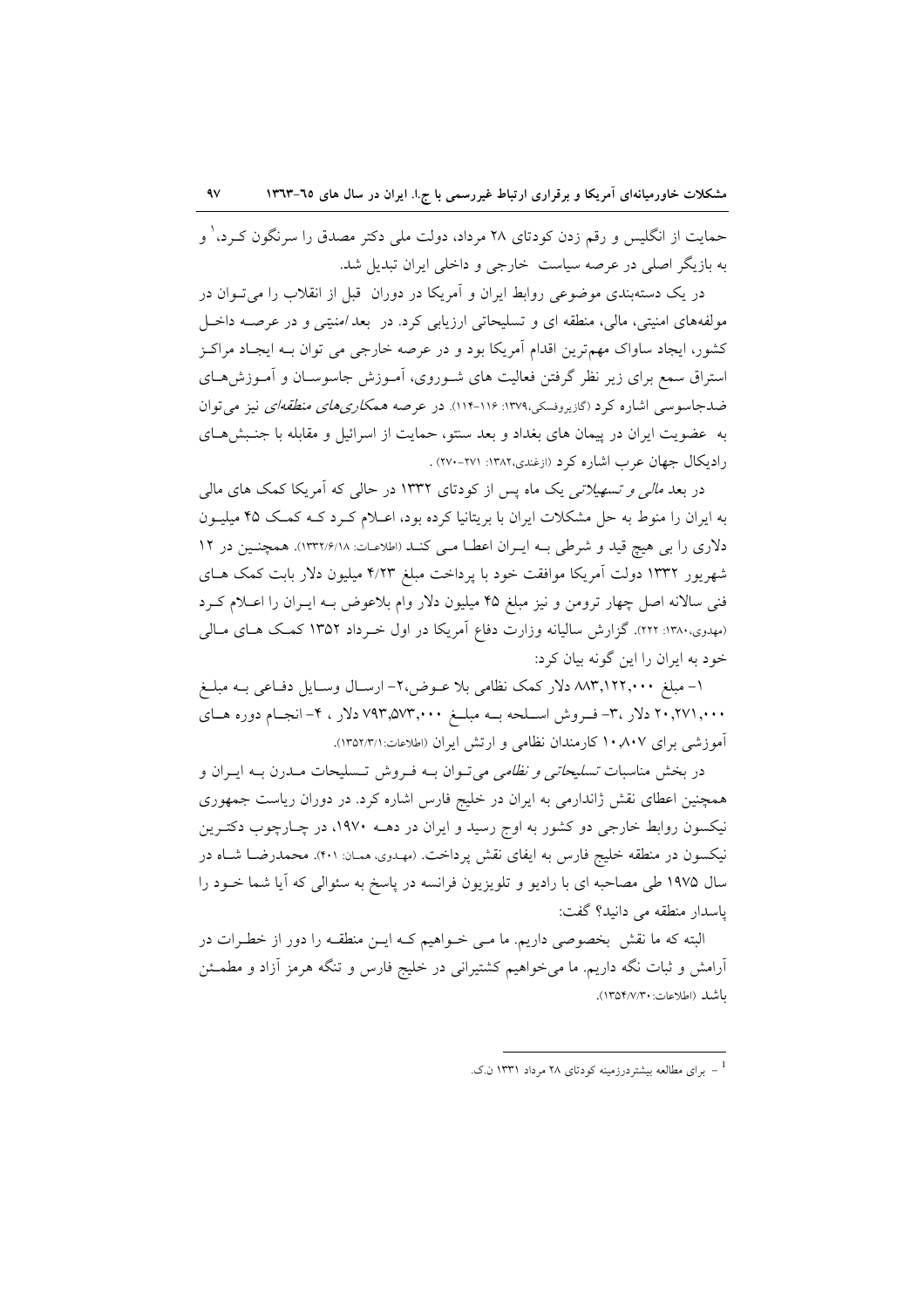حمایت از انگلیس و رقم زدن کودتای ۲۸ مرداد، دولت ملی دکتر مصدق را سرنگون کـرد،[1] و به بازیگر اصلی در عرصه سیاست خارجی و داخلی ایران تبدیل شد.

در یک دسته‌بندی موضوعی روابط ایران و آمریکا در دوران قبل از انقلاب را می‌تـوان در مولفه‌های امنیتی، مالی، منطقه ای و تسلیحاتی ارزیابی کرد. در بعد *امنیتی* و در عرصـه داخـل کشور، ایجاد ساواک مهم‌ترین اقدام آمریکا بود و در عرصه خارجی می توان بـه ایجـاد مراکـز استراق سمع برای زیر نظر گرفتن فعالیت های شـوروی، آمـوزش جاسوسـان و آمـوزش‌هـای ضدجاسوسی اشاره کرد (گازیروفسکی،۱۳۷۹: ۱۱۶-۱۱۴). در عرصه *همکاری‌های منطقه‌ای* نیز می‌توان به عضویت ایران در پیمان های بغداد و بعد سنتو، حمایت از اسرائیل و مقابله با جنـبش‌هـای رادیکال جهان عرب اشاره کرد (ازغندی،۱۳۸۲: ۲۷۱-۲۷۰) .

در بعد *مالی و تسهیلاتی* یک ماه پس از کودتای ۱۳۳۲ در حالی که آمریکا کمک های مالی به ایران را منوط به حل مشکلات ایران با بریتانیا کرده بود، اعـلام کـرد کـه کمـک ۴۵ میلیـون دلاری را بی هیچ قید و شرطی بـه ایـران اعطـا مـی کنـد (اطلاعـات: ۱۳۳۲/۶/۱۸). همچنـین در ۱۲ شهریور ۱۳۳۲ دولت آمریکا موافقت خود با پرداخت مبلغ ۴/۲۳ میلیون دلار بابت کمک هـای فنی سالانه اصل چهار ترومن و نیز مبلغ ۴۵ میلیون دلار وام بلاعوض بـه ایـران را اعـلام کـرد (مهدوی،۱۳۸۰: ۲۲۲). گزارش سالیانه وزارت دفاع آمریکا در اول خـرداد ۱۳۵۲ کمـک هـای مـالی خود به ایران را این گونه بیان کرد:

۱- مبلغ ۸۸۳,۱۲۲,۰۰۰ دلار کمک نظامی بلا عـوض،۲- ارسـال وسـایل دفـاعی بـه مبلـغ ۲۰,۲۷۱,۰۰۰ دلار ،۳- فـروش اسـلحه بـه مبلـغ ۷۹۳,۵۷۳,۰۰۰ دلار ، ۴- انجـام دوره هـای آموزشی برای ۱۰,۸۰۷ کارمندان نظامی و ارتش ایران (اطلاعات:۱۳۵۲/۳/۱).

در بخش مناسبات *تسلیحاتی و نظامی* می‌تـوان بـه فـروش تـسلیحات مـدرن بـه ایـران و همچنین اعطای نقش ژاندارمی به ایران در خلیج فارس اشاره کرد. در دوران ریاست جمهوری نیکسون روابط خارجی دو کشور به اوج رسید و ایران در دهـه ۱۹۷۰، در چـارچوب دکتـرین نیکسون در منطقه خلیج فارس به ایفای نقش پرداخت. (مهـدوی، همـان: ۴۰۱). محمدرضـا شـاه در سال ۱۹۷۵ طی مصاحبه ای با رادیو و تلویزیون فرانسه در پاسخ به سئوالی که آیا شما خـود را پاسدار منطقه می دانید؟ گفت:

البته که ما نقش بخصوصی داریم. ما مـی خـواهیم کـه ایـن منطقـه را دور از خطـرات در آرامش و ثبات نگه داریم. ما می‌خواهیم کشتیرانی در خلیج فارس و تنگه هرمز آزاد و مطمـئن باشـد (اطلاعات:۱۳۵۴/۷/۳۰).

---

[1] - برای مطالعه بیشتردرزمینه کودتای ۲۸ مرداد ۱۳۳۱ ن.ک.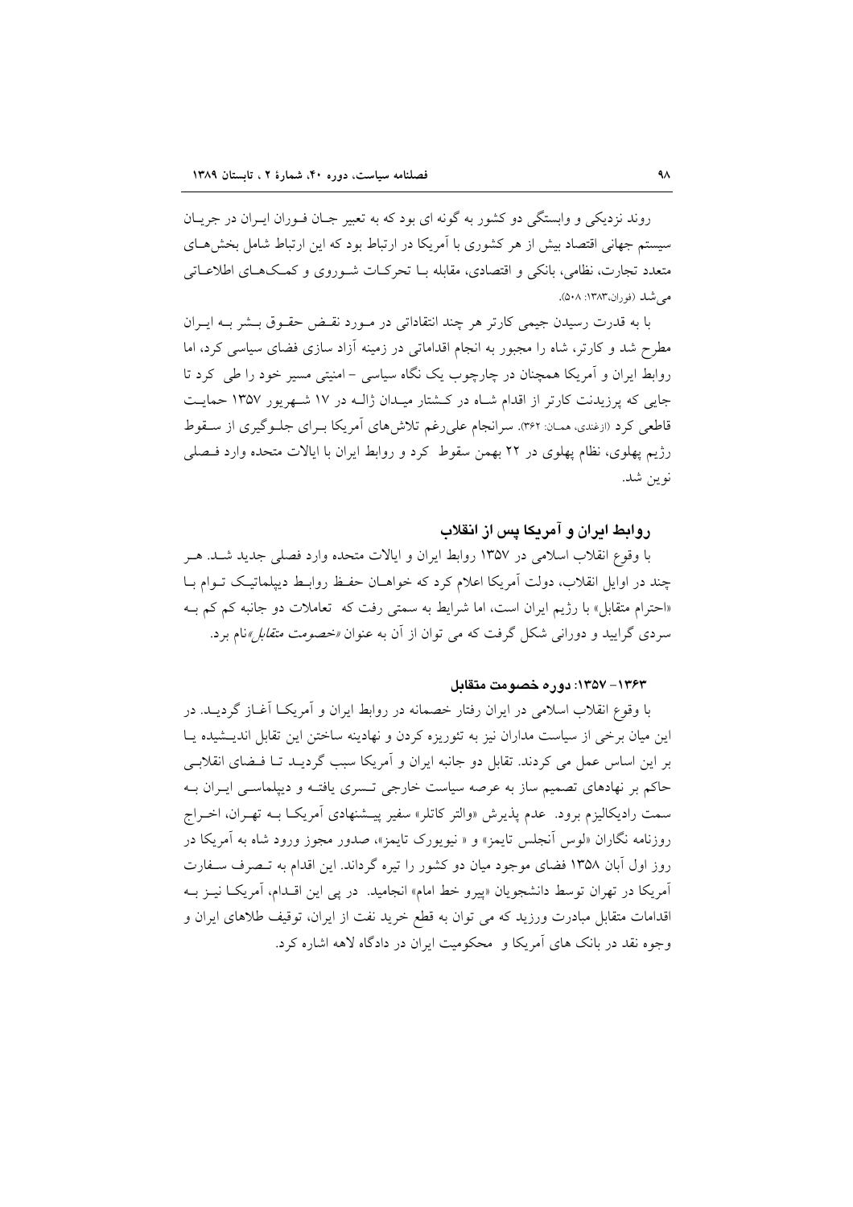روند نزدیکی و وابستگی دو کشور به گونه ای بود که به تعبیر جان فوران ایران در جریان سیستم جهانی اقتصاد بیش از هر کشوری با آمریکا در ارتباط بود که این ارتباط شامل بخش‌های متعدد تجارت، نظامی، بانکی و اقتصادی، مقابله با تحرکات شوروی و کمک‌های اطلاعاتی می‌شد (فوران،۱۳۸۳: ۵۰۸).

با به قدرت رسیدن جیمی کارتر هر چند انتقاداتی در مورد نقض حقوق بشر به ایران مطرح شد و کارتر، شاه را مجبور به انجام اقداماتی در زمینه آزاد سازی فضای سیاسی کرد، اما روابط ایران و آمریکا همچنان در چارچوب یک نگاه سیاسی – امنیتی مسیر خود را طی کرد تا جایی که پرزیدنت کارتر از اقدام شاه در کشتار میدان ژاله در ۱۷ شهریور ۱۳۵۷ حمایت قاطعی کرد (ازغندی، همان: ۳۶۲). سرانجام علی‌رغم تلاش‌های آمریکا برای جلوگیری از سقوط رژیم پهلوی، نظام پهلوی در ۲۲ بهمن سقوط کرد و روابط ایران با ایالات متحده وارد فصلی نوین شد.

## روابط ایران و آمریکا پس از انقلاب

با وقوع انقلاب اسلامی در ۱۳۵۷ روابط ایران و ایالات متحده وارد فصلی جدید شد. هر چند در اوایل انقلاب، دولت آمریکا اعلام کرد که خواهان حفظ روابط دیپلماتیک توام با «احترام متقابل» با رژیم ایران است، اما شرایط به سمتی رفت که تعاملات دو جانبه کم کم به سردی گرایید و دورانی شکل گرفت که می توان از آن به عنوان *«خصومت متقابل»*نام برد.

### ۱۳۶۳– ۱۳۵۷: دوره خصومت متقابل

با وقوع انقلاب اسلامی در ایران رفتار خصمانه در روابط ایران و آمریکا آغاز گردید. در این میان برخی از سیاست مداران نیز به تئوریزه کردن و نهادینه ساختن این تقابل اندیشیده یا بر این اساس عمل می کردند. تقابل دو جانبه ایران و آمریکا سبب گردید تا فضای انقلابی حاکم بر نهادهای تصمیم ساز به عرصه سیاست خارجی تسری یافته و دیپلماسی ایران به سمت رادیکالیزم برود. عدم پذیرش «والتر کاتلر» سفیر پیشنهادی آمریکا به تهران، اخراج روزنامه نگاران «لوس آنجلس تایمز» و « نیویورک تایمز»، صدور مجوز ورود شاه به آمریکا در روز اول آبان ۱۳۵۸ فضای موجود میان دو کشور را تیره گرداند. این اقدام به تصرف سفارت آمریکا در تهران توسط دانشجویان «پیرو خط امام» انجامید. در پی این اقدام، آمریکا نیز به اقدامات متقابل مبادرت ورزید که می توان به قطع خرید نفت از ایران، توقیف طلاهای ایران و وجوه نقد در بانک های آمریکا و محکومیت ایران در دادگاه لاهه اشاره کرد.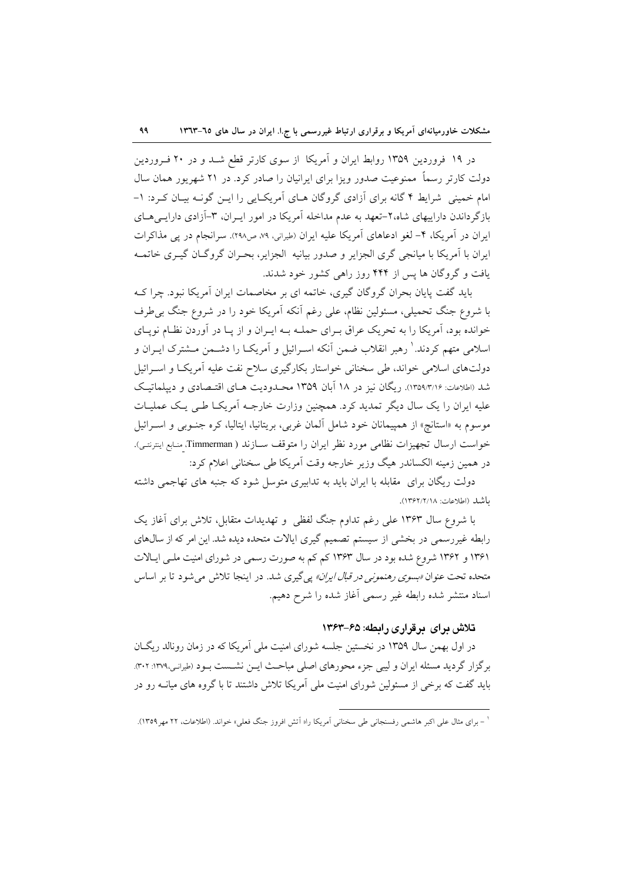در ۱۹ فروردین ۱۳۵۹ روابط ایران و آمریکا از سوی کارتر قطع شد و در ۲۰ فروردین دولت کارتر رسماً ممنوعیت صدور ویزا برای ایرانیان را صادر کرد. در ۲۱ شهریور همان سال امام خمینی شرایط ۴ گانه برای آزادی گروگان های آمریکایی را این گونه بیان کرد: ۱- بازگرداندن داراییهای شاه،۲-تعهد به عدم مداخله آمریکا در امور ایران، ۳-آزادی دارایی‌های ایران در آمریکا، ۴- لغو ادعاهای آمریکا علیه ایران (طیرانی، ۷۹، ص۲۹۸). سرانجام در پی مذاکرات ایران با آمریکا با میانجی گری الجزایر و صدور بیانیه الجزایر، بحران گروگان گیری خاتمه یافت و گروگان ها پس از ۴۴۴ روز راهی کشور خود شدند.

باید گفت پایان بحران گروگان گیری، خاتمه ای بر مخاصمات ایران آمریکا نبود. چرا که با شروع جنگ تحمیلی، مسئولین نظام، علی رغم آنکه آمریکا خود را در شروع جنگ بی‌طرف خوانده بود، آمریکا را به تحریک عراق برای حمله به ایران و از پا در آوردن نظام نوپای اسلامی متهم کردند.[1] رهبر انقلاب ضمن آنکه اسرائیل و آمریکا را دشمن مشترک ایران و دولت‌های اسلامی خواند، طی سخنانی خواستار بکارگیری سلاح نفت علیه آمریکا و اسرائیل شد (اطلاعات: ۱۳۵۹/۳/۱۶). ریگان نیز در ۱۸ آبان ۱۳۵۹ محدودیت های اقتصادی و دیپلماتیک علیه ایران را یک سال دیگر تمدید کرد. همچنین وزارت خارجه آمریکا طی یک عملیات موسوم به «استانچ» از همپیمانان خود شامل آلمان غربی، بریتانیا، ایتالیا، کره جنوبی و اسرائیل خواست ارسال تجهیزات نظامی مورد نظر ایران را متوقف سازند (Timmerman، منابع اینترنتی). در همین زمینه الکساندر هیگ وزیر خارجه وقت آمریکا طی سخنانی اعلام کرد:

دولت ریگان برای مقابله با ایران باید به تدابیری متوسل شود که جنبه های تهاجمی داشته باشد (اطلاعات: ۱۳۶۲/۲/۱۸).

با شروع سال ۱۳۶۳ علی رغم تداوم جنگ لفظی و تهدیدات متقابل، تلاش برای آغاز یک رابطه غیررسمی در بخشی از سیستم تصمیم گیری ایالات متحده دیده شد. این امر که از سال‌های ۱۳۶۱ و ۱۳۶۲ شروع شده بود در سال ۱۳۶۳ کم کم به صورت رسمی در شورای امنیت ملی ایالات متحده تحت عنوان *«بسوی رهنمونی در قبال ایران»* پی‌گیری شد. در اینجا تلاش می‌شود تا بر اساس اسناد منتشر شده رابطه غیر رسمی آغاز شده را شرح دهیم.

### تلاش برای برقراری رابطه: ۶۵-۱۳۶۳

در اول بهمن سال ۱۳۵۹ در نخستین جلسه شورای امنیت ملی آمریکا که در زمان رونالد ریگان برگزار گردید مسئله ایران و لیبی جزء محورهای اصلی مباحث این نشست بود (طیرانی،۱۳۷۹: ۳۰۲). باید گفت که برخی از مسئولین شورای امنیت ملی آمریکا تلاش داشتند تا با گروه های میانه رو در

---

[1] - برای مثال علی اکبر هاشمی رفسنجانی طی سخنانی آمریکا را« آتش افروز جنگ فعلی» خواند. (اطلاعات، ۲۲ مهر۱۳۵۹).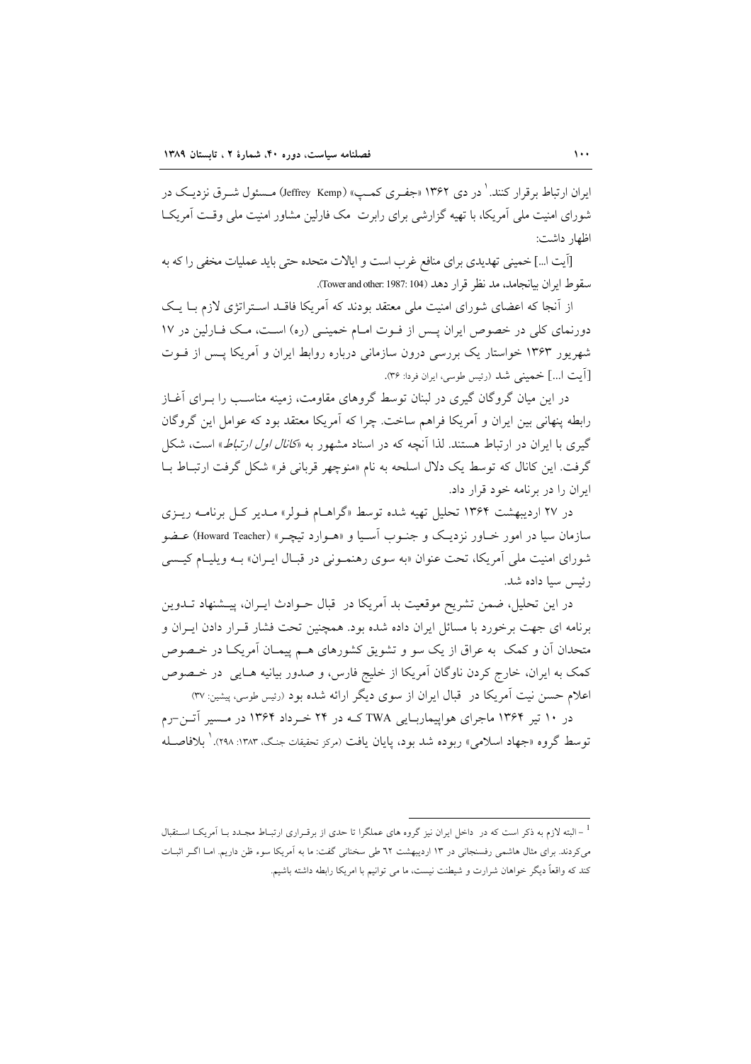ایران ارتباط برقرار کنند.[1] در دی ۱۳۶۲ «جفری کمپ» (Jeffrey Kemp) مسئول شرق نزدیک در شورای امنیت ملی آمریکا، با تهیه گزارشی برای رابرت مک فارلین مشاور امنیت ملی وقت آمریکا اظهار داشت:

[آیت ا...] خمینی تهدیدی برای منافع غرب است و ایالات متحده حتی باید عملیات مخفی را که به سقوط ایران بیانجامد، مد نظر قرار دهد (Tower and other: 1987: 104).

از آنجا که اعضای شورای امنیت ملی معتقد بودند که آمریکا فاقد استراتژی لازم با یک دورنمای کلی در خصوص ایران پس از فوت امام خمینی (ره) است، مک فارلین در ۱۷ شهریور ۱۳۶۳ خواستار یک بررسی درون سازمانی درباره روابط ایران و آمریکا پس از فوت [آیت ا...] خمینی شد (رئیس طوسی، ایران فردا: ۳۶).

در این میان گروگان گیری در لبنان توسط گروهای مقاومت، زمینه مناسب را برای آغاز رابطه پنهانی بین ایران و آمریکا فراهم ساخت. چرا که آمریکا معتقد بود که عوامل این گروگان گیری با ایران در ارتباط هستند. لذا آنچه که در اسناد مشهور به «*کانال اول ارتباط*» است، شکل گرفت. این کانال که توسط یک دلال اسلحه به نام «منوچهر قربانی فر» شکل گرفت ارتباط با ایران را در برنامه خود قرار داد.

در ۲۷ اردیبهشت ۱۳۶۴ تحلیل تهیه شده توسط «گراهام فولر» مدیر کل برنامه ریزی سازمان سیا در امور خاور نزدیک و جنوب آسیا و «هوارد تیچر» (Howard Teacher) عضو شورای امنیت ملی آمریکا، تحت عنوان «به سوی رهنمونی در قبال ایران» به ویلیام کیسی رئیس سیا داده شد.

در این تحلیل، ضمن تشریح موقعیت بد آمریکا در قبال حوادث ایران، پیشنهاد تدوین برنامه ای جهت برخورد با مسائل ایران داده شده بود. همچنین تحت فشار قرار دادن ایران و متحدان آن و کمک به عراق از یک سو و تشویق کشورهای هم پیمان آمریکا در خصوص کمک به ایران، خارج کردن ناوگان آمریکا از خلیج فارس، و صدور بیانیه هایی در خصوص اعلام حسن نیت آمریکا در قبال ایران از سوی دیگر ارائه شده بود (رئیس طوسی، پیشین: ۳۷)

در ۱۰ تیر ۱۳۶۴ ماجرای هواپیماربایی TWA که در ۲۴ خرداد ۱۳۶۴ در مسیر آتن-رم توسط گروه «جهاد اسلامی» ربوده شد بود، پایان یافت (مرکز تحقیقات جنگ، ۱۳۸۳: ۲۹۸).[1] بلافاصله

---

[1] - البته لازم به ذکر است که در داخل ایران نیز گروه های عملگرا تا حدی از برقراری ارتباط مجدد با آمریکا استقبال می‌کردند. برای مثال هاشمی رفسنجانی در ۱۳ اردیبهشت ٦٢ طی سخنانی گفت: ما به آمریکا سوء ظن داریم. اما اگر اثبات کند که واقعاً دیگر خواهان شرارت و شیطنت نیست، ما می توانیم با امریکا رابطه داشته باشیم.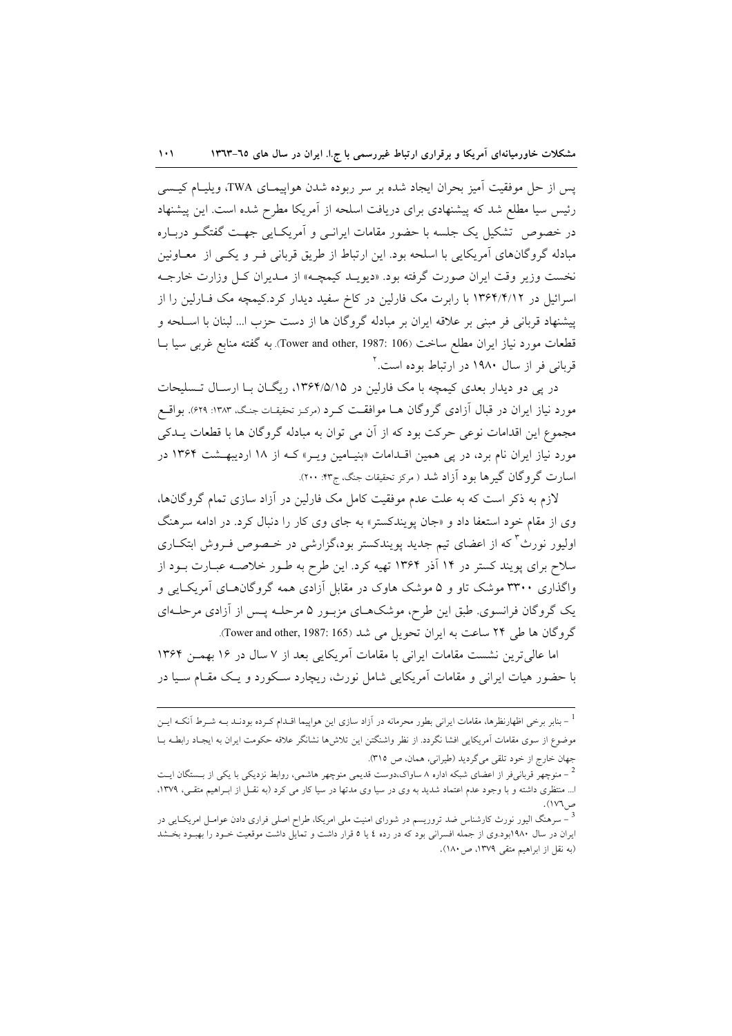پس از حل موفقیت آمیز بحران ایجاد شده بر سر ربوده شدن هواپیمای TWA، ویلیام کیسی رئیس سیا مطلع شد که پیشنهادی برای دریافت اسلحه از آمریکا مطرح شده است. این پیشنهاد در خصوص تشکیل یک جلسه با حضور مقامات ایرانی و آمریکایی جهت گفتگو درباره مبادله گروگان‌های آمریکایی با اسلحه بود. این ارتباط از طریق قربانی فر و یکی از معاونین نخست وزیر وقت ایران صورت گرفته بود. «دیوید کیمچه» از مدیران کل وزارت خارجه اسرائیل در ۱۳۶۴/۴/۱۲ با رابرت مک فارلین در کاخ سفید دیدار کرد.کیمچه مک فارلین را از پیشنهاد قربانی فر مبنی بر علاقه ایران بر مبادله گروگان ها از دست حزب ا... لبنان با اسلحه و قطعات مورد نیاز ایران مطلع ساخت (Tower and other, 1987: 106). به گفته منابع غربی سیا با قربانی فر از سال ۱۹۸۰ در ارتباط بوده است.[2]

در پی دو دیدار بعدی کیمچه با مک فارلین در ۱۳۶۴/۵/۱۵، ریگان با ارسال تسلیحات مورد نیاز ایران در قبال آزادی گروگان ها موافقت کرد (مرکز تحقیقات جنگ، ۱۳۸۳: ۶۲۹). بواقع مجموع این اقدامات نوعی حرکت بود که از آن می توان به مبادله گروگان ها با قطعات یدکی مورد نیاز ایران نام برد، در پی همین اقدامات «بنیامین ویر» که از ۱۸ اردیبهشت ۱۳۶۴ در اسارت گروگان گیرها بود آزاد شد ( مرکز تحقیقات جنگ، ج۴۳: ۲۰۰).

لازم به ذکر است که به علت عدم موفقیت کامل مک فارلین در آزاد سازی تمام گروگان‌ها، وی از مقام خود استعفا داد و «جان پویندکستر» به جای وی کار را دنبال کرد. در ادامه سرهنگ اولیور نورث[3] که از اعضای تیم جدید پویندکستر بود،گزارشی در خصوص فروش ابتکاری سلاح برای پویند کستر در ۱۴ آذر ۱۳۶۴ تهیه کرد. این طرح به طور خلاصه عبارت بود از واگذاری ۳۳۰۰ موشک تاو و ۵ موشک هاوک در مقابل آزادی همه گروگان‌های آمریکایی و یک گروگان فرانسوی. طبق این طرح، موشک‌های مزبور ۵ مرحله پس از آزادی مرحله‌ای گروگان ها طی ۲۴ ساعت به ایران تحویل می شد (Tower and other, 1987: 165).

اما عالی‌ترین نشست مقامات ایرانی با مقامات آمریکایی بعد از ۷ سال در ۱۶ بهمن ۱۳۶۴ با حضور هیات ایرانی و مقامات آمریکایی شامل نورث، ریچارد سکورد و یک مقام سیا در

---

[1] - بنابر برخی اظهارنظرها، مقامات ایرانی بطور محرمانه در آزاد سازی این هواپیما اقدام کرده بودند به شرط آنکه این موضوع از سوی مقامات آمریکایی افشا نگردد. از نظر واشنگتن این تلاش‌ها نشانگر علاقه حکومت ایران به ایجاد رابطه با جهان خارج از خود تلقی می‌گردید (طیرانی، همان، ص ۳۱۵).

[2] - منوچهر قربانی‌فر از اعضای شبکه اداره ۸ ساواک،دوست قدیمی منوچهر هاشمی، روابط نزدیکی با یکی از بستگان ایت ا... منتظری داشته و با وجود عدم اعتماد شدید به وی در سیا وی مدتها در سیا کار می کرد (به نقل از ابراهیم متقی، ۱۳۷۹، ص۱۷۶).

[3] - سرهنگ الیور نورث کارشناس ضد تروریسم در شورای امنیت ملی امریکا، طراح اصلی فراری دادن عوامل امریکایی در ایران در سال ۱۹۸۰بود.وی از جمله افسرانی بود که در رده ٤ یا ٥ قرار داشت و تمایل داشت موقعیت خود را بهبود بخشد (به نقل از ابراهیم متقی ۱۳۷۹، ص۱۸۰).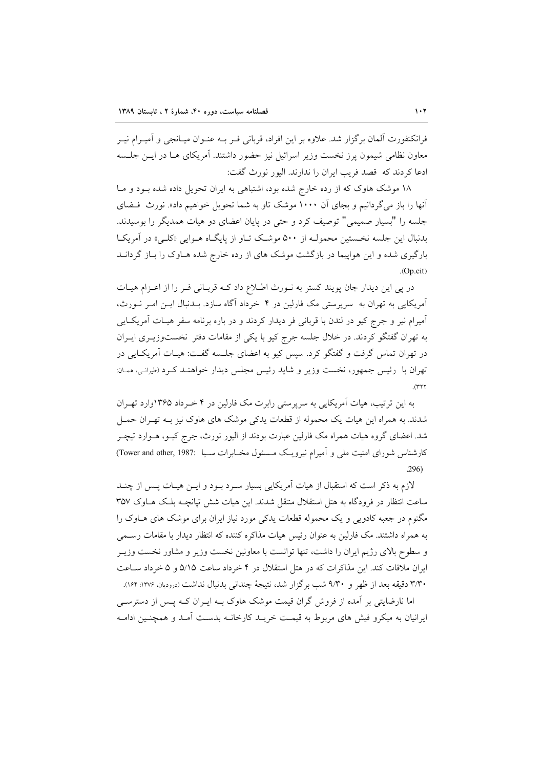فرانکنفورت آلمان برگزار شد. علاوه بر این افراد، قربانی فـر بـه عنـوان میـانجی و آمیـرام نیـر معاون نظامی شیمون پرز نخست وزیر اسرائیل نیز حضور داشتند. آمریکای هـا در ایـن جلـسه ادعا کردند که قصد فریب ایران را ندارند. الیور نورث گفت:

۱۸ موشک هاوک که از رده خارج شده بود، اشتباهی به ایران تحویل داده شده بـود و مـا آنها را باز می‌گردانیم و بجای آن ۱۰۰۰ موشک تاو به شما تحویل خواهیم داد». نورث فـضای جلسه را "بسیار صمیمی" توصیف کرد و حتی در پایان اعضای دو هیات همدیگر را بوسیدند. بدنبال این جلسه نخـستین محمولـه از ۵۰۰ موشـک تـاو از پایگـاه هـوایی «کلـی» در آمریکـا بارگیری شده و این هواپیما در بازگشت موشک های از رده خارج شده هـاوک را بـاز گردانـد (Op.cit).

در پی این دیدار جان پویند کستر به نـورث اطـلاع داد کـه قربـانی فـر را از اعـزام هیـات آمریکایی به تهران به سرپرستی مک فارلین در ۴ خرداد آگاه سازد. بـدنبال ایـن امـر نـورث، آمیرام نیر و جرج کیو در لندن با قربانی فر دیدار کردند و در باره برنامه سفر هیـات آمریکـایی به تهران گفتگو کردند. در خلال جلسه جرج کیو با یکی از مقامات دفتر نخست‌وزیـری ایـران در تهران تماس گرفت و گفتگو کرد. سپس کیو به اعضای جلـسه گفـت: هیـات آمریکـایی در تهران با رئیس جمهور، نخست وزیر و شاید رئیس مجلس دیدار خواهنـد کـرد (طیرانی، همان: ۳۲۲).

به این ترتیب، هیات آمریکایی به سرپرستی رابرت مک فارلین در ۴ خـرداد ۱۳۶۵وارد تهـران شدند. به همراه این هیات یک محموله از قطعات یدکی موشک های هاوک نیز بـه تهـران حمـل شد. اعضای گروه هیات همراه مک فارلین عبارت بودند از الیور نورث، جرج کیـو، هـوارد تیچـر کارشناس شورای امنیت ملی و آمیرام نیرویـک مـسئول مخـابرات سـیا (Tower and other, 1987: 296)

لازم به ذکر است که استقبال از هیات آمریکایی بسیار سـرد بـود و ایـن هیـات پـس از چنـد ساعت انتظار در فرودگاه به هتل استقلال منتقل شدند. این هیات شش تپانچـه بلـک هـاوک ۳۵۷ مگنوم در جعبه کادویی و یک محموله قطعات یدکی مورد نیاز ایران برای موشک های هـاوک را به همراه داشتند. مک فارلین به عنوان رئیس هیات مذاکره کننده که انتظار دیدار با مقامات رسـمی و سطوح بالای رژیم ایران را داشت، تنها توانست با معاونین نخست وزیر و مشاور نخست وزیـر ایران ملاقات کند. این مذاکرات که در هتل استقلال در ۴ خرداد ساعت ۵/۱۵ و ۵ خرداد سـاعت ۳/۳۰ دقیقه بعد از ظهر و ۹/۳۰ شب برگزار شد، نتیجهٔ چندانی بدنبال نداشت (درودیان، ۱۳۷۶: ۱۶۴).

اما نارضایتی بر آمده از فروش گران قیمت موشک هاوک بـه ایـران کـه پـس از دسترسـی ایرانیان به میکرو فیش های مربوط به قیمـت خریـد کارخانـه بدسـت آمـد و همچنـین ادامـه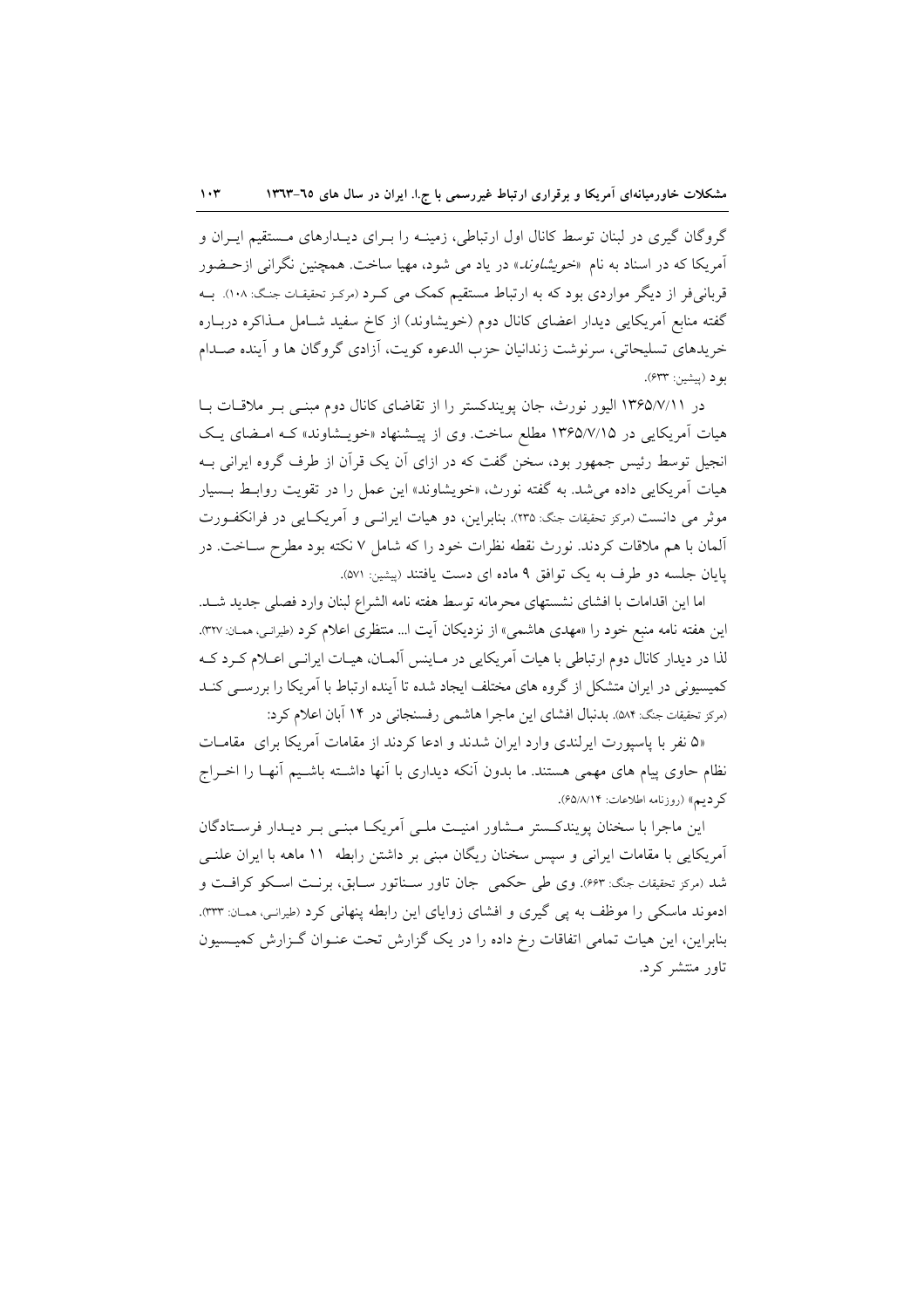گروگان گیری در لبنان توسط کانال اول ارتباطی، زمینه را برای دیدارهای مستقیم ایران و آمریکا که در اسناد به نام «*خویشاوند*» در یاد می شود، مهیا ساخت. همچنین نگرانی ازحضور قربانی‌فر از دیگر مواردی بود که به ارتباط مستقیم کمک می کرد (مرکز تحقیقات جنگ: ۱۰۸). به گفته منابع آمریکایی دیدار اعضای کانال دوم (خویشاوند) از کاخ سفید شامل مذاکره درباره خریدهای تسلیحاتی، سرنوشت زندانیان حزب الدعوه کویت، آزادی گروگان ها و آینده صدام بود (پیشین: ۶۳۳).

در ۱۳۶۵/۷/۱۱ الیور نورث، جان پویندکستر را از تقاضای کانال دوم مبنی بر ملاقات با هیات آمریکایی در ۱۳۶۵/۷/۱۵ مطلع ساخت. وی از پیشنهاد «خویشاوند» که امضای یک انجیل توسط رئیس جمهور بود، سخن گفت که در ازای آن یک قرآن از طرف گروه ایرانی به هیات آمریکایی داده می‌شد. به گفته نورث، «خویشاوند» این عمل را در تقویت روابط بسیار موثر می دانست (مرکز تحقیقات جنگ: ۲۳۵). بنابراین، دو هیات ایرانی و آمریکایی در فرانکفورت آلمان با هم ملاقات کردند. نورث نقطه نظرات خود را که شامل ۷ نکته بود مطرح ساخت. در پایان جلسه دو طرف به یک توافق ۹ ماده ای دست یافتند (پیشین: ۵۷۱).

اما این اقدامات با افشای نشستهای محرمانه توسط هفته نامه الشراع لبنان وارد فصلی جدید شد. این هفته نامه منبع خود را «مهدی هاشمی» از نزدیکان آیت ا... منتظری اعلام کرد (طیرانی، همان: ۳۲۷). لذا در دیدار کانال دوم ارتباطی با هیات آمریکایی در ماینس آلمان، هیات ایرانی اعلام کرد که کمیسیونی در ایران متشکل از گروه های مختلف ایجاد شده تا آینده ارتباط با آمریکا را بررسی کند (مرکز تحقیقات جنگ: ۵۸۴). بدنبال افشای این ماجرا هاشمی رفسنجانی در ۱۴ آبان اعلام کرد:

«۵ نفر با پاسپورت ایرلندی وارد ایران شدند و ادعا کردند از مقامات آمریکا برای مقامات نظام حاوی پیام های مهمی هستند. ما بدون آنکه دیداری با آنها داشته باشیم آنها را اخراج کردیم» (روزنامه اطلاعات: ۶۵/۸/۱۴).

این ماجرا با سخنان پویندکستر مشاور امنیت ملی آمریکا مبنی بر دیدار فرستادگان آمریکایی با مقامات ایرانی و سپس سخنان ریگان مبنی بر داشتن رابطه ۱۱ ماهه با ایران علنی شد (مرکز تحقیقات جنگ: ۶۶۳). وی طی حکمی جان تاور سناتور سابق، برنت اسکو کرافت و ادموند ماسکی را موظف به پی گیری و افشای زوایای این رابطه پنهانی کرد (طیرانی، همان: ۳۳۳). بنابراین، این هیات تمامی اتفاقات رخ داده را در یک گزارش تحت عنوان گزارش کمیسیون تاور منتشر کرد.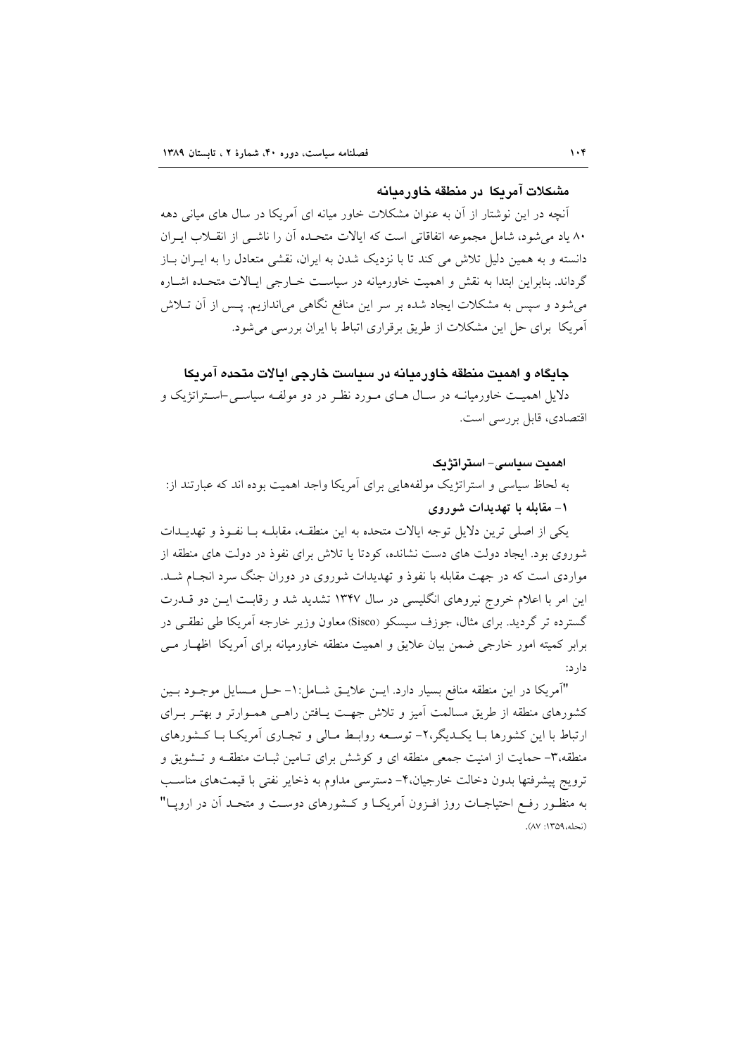## مشکلات آمریکا در منطقه خاورمیانه

آنچه در این نوشتار از آن به عنوان مشکلات خاور میانه ای آمریکا در سال های میانی دهه ۸۰ یاد می‌شود، شامل مجموعه اتفاقاتی است که ایالات متحده آن را ناشی از انقلاب ایران دانسته و به همین دلیل تلاش می کند تا با نزدیک شدن به ایران، نقشی متعادل را به ایران باز گرداند. بنابراین ابتدا به نقش و اهمیت خاورمیانه در سیاست خارجی ایالات متحده اشاره می‌شود و سپس به مشکلات ایجاد شده بر سر این منافع نگاهی می‌اندازیم. پس از آن تلاش آمریکا برای حل این مشکلات از طریق برقراری اتباط با ایران بررسی می‌شود.

## جایگاه و اهمیت منطقه خاورمیانه در سیاست خارجی ایالات متحده آمریکا

دلایل اهمیت خاورمیانه در سال های مورد نظر در دو مولفه سیاسی-استراتژیک و اقتصادی، قابل بررسی است.

### اهمیت سیاسی- استراتژیک

به لحاظ سیاسی و استراتژیک مولفه‌هایی برای آمریکا واجد اهمیت بوده اند که عبارتند از:

**۱- مقابله با تهدیدات شوروی**

یکی از اصلی ترین دلایل توجه ایالات متحده به این منطقه، مقابله با نفوذ و تهدیدات شوروی بود. ایجاد دولت های دست نشانده، کودتا یا تلاش برای نفوذ در دولت های منطقه از مواردی است که در جهت مقابله با نفوذ و تهدیدات شوروی در دوران جنگ سرد انجام شد. این امر با اعلام خروج نیروهای انگلیسی در سال ۱۳۴۷ تشدید شد و رقابت این دو قدرت گسترده تر گردید. برای مثال، جوزف سیسکو (Sisco) معاون وزیر خارجه آمریکا طی نطقی در برابر کمیته امور خارجی ضمن بیان علایق و اهمیت منطقه خاورمیانه برای آمریکا اظهار می دارد:

"آمریکا در این منطقه منافع بسیار دارد. این علایق شامل:۱- حل مسایل موجود بین کشورهای منطقه از طریق مسالمت آمیز و تلاش جهت یافتن راهی هموارتر و بهتر برای ارتباط با این کشورها با یکدیگر،۲- توسعه روابط مالی و تجاری آمریکا با کشورهای منطقه،۳- حمایت از امنیت جمعی منطقه ای و کوشش برای تامین ثبات منطقه و تشویق و ترویج پیشرفتها بدون دخالت خارجیان،۴- دسترسی مداوم به ذخایر نفتی با قیمت‌های مناسب به منظور رفع احتیاجات روز افزون آمریکا و کشورهای دوست و متحد آن در اروپا" (نحله،۱۳۵۹: ۸۷).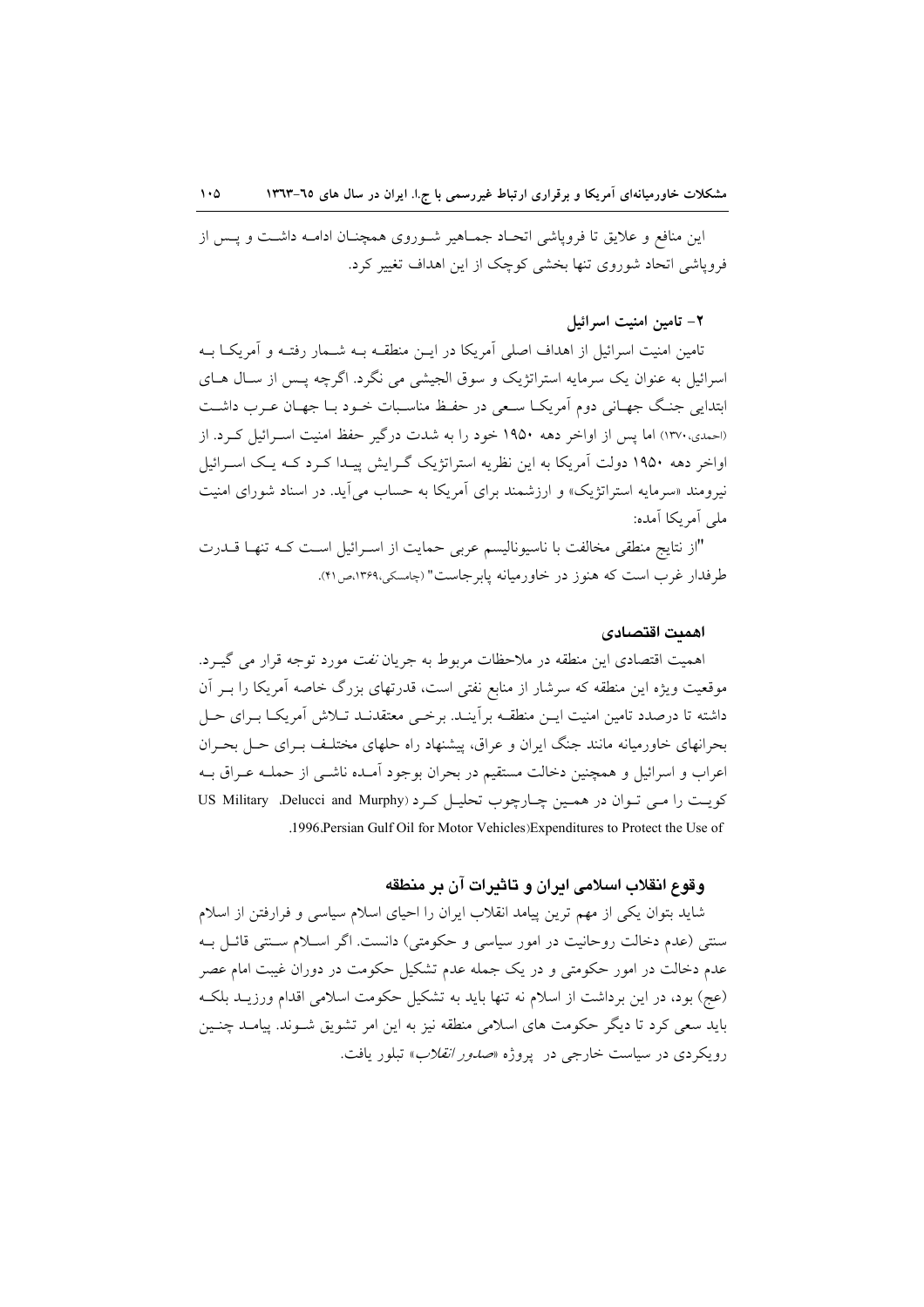این منافع و علایق تا فروپاشی اتحـاد جمـاهیر شـوروی همچنـان ادامـه داشـت و پـس از فروپاشی اتحاد شوروی تنها بخشی کوچک از این اهداف تغییر کرد.

### ۲- تامین امنیت اسرائیل

تامین امنیت اسرائیل از اهداف اصلی آمریکا در ایـن منطقـه بـه شـمار رفتـه و آمریکـا بـه اسرائیل به عنوان یک سرمایه استراتژیک و سوق الجیشی می نگرد. اگرچه پـس از سـال هـای ابتدایی جنـگ جهـانی دوم آمریکـا سـعی در حفـظ مناسـبات خـود بـا جهـان عـرب داشـت (احمدی،۱۳۷۰) اما پس از اواخر دهه ۱۹۵۰ خود را به شدت درگیر حفظ امنیت اسـرائیل کـرد. از اواخر دهه ۱۹۵۰ دولت آمریکا به این نظریه استراتژیک گـرایش پیـدا کـرد کـه یـک اسـرائیل نیرومند «سرمایه استراتژیک» و ارزشمند برای آمریکا به حساب می‌آید. در اسناد شورای امنیت ملی آمریکا آمده:

"از نتایج منطقی مخالفت با ناسیونالیسم عربی حمایت از اسـرائیل اسـت کـه تنهـا قـدرت طرفدار غرب است که هنوز در خاورمیانه پابرجاست" (چامسکی،۱۳۶۹،ص۴۱).

### اهمیت اقتصادی

اهمیت اقتصادی این منطقه در ملاحظات مربوط به جریان *نفت* مورد توجه قرار می گیـرد. موقعیت ویژه این منطقه که سرشار از منابع نفتی است، قدرتهای بزرگ خاصه آمریکا را بـر آن داشته تا درصدد تامین امنیت ایـن منطقـه برآینـد. برخـی معتقدنـد تـلاش آمریکـا بـرای حـل بحرانهای خاورمیانه مانند جنگ ایران و عراق، پیشنهاد راه حلهای مختلـف بـرای حـل بحـران اعراب و اسرائیل و همچنین دخالت مستقیم در بحران بوجود آمـده ناشـی از حملـه عـراق بـه کویـت را مـی تـوان در همـین چـارچوب تحلیـل کـرد (US Military .Delucci and Murphy Expenditures to Protect the Use of Persian Gulf Oil for Motor Vehicles.1996).

### وقوع انقلاب اسلامی ایران و تاثیرات آن بر منطقه

شاید بتوان یکی از مهم ترین پیامد انقلاب ایران را احیای اسلام سیاسی و فرارفتن از اسلام سنتی (عدم دخالت روحانیت در امور سیاسی و حکومتی) دانست. اگر اسـلام سـنتی قائـل بـه عدم دخالت در امور حکومتی و در یک جمله عدم تشکیل حکومت در دوران غیبت امام عصر (عج) بود، در این برداشت از اسلام نه تنها باید به تشکیل حکومت اسلامی اقدام ورزیـد بلکـه باید سعی کرد تا دیگر حکومت های اسلامی منطقه نیز به این امر تشویق شـوند. پیامـد چنـین رویکردی در سیاست خارجی در پروژه «*صدور انقلاب*» تبلور یافت.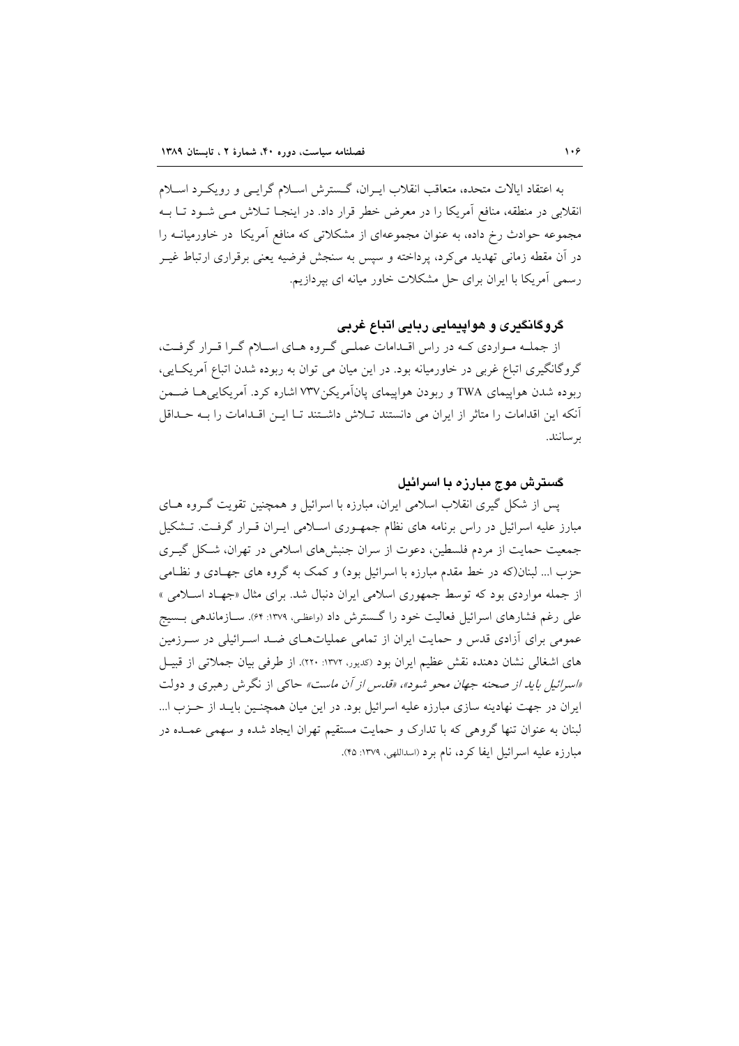به اعتقاد ایالات متحده، متعاقب انقلاب ایـران، گـسترش اسـلام گرایـی و رویکـرد اسـلام انقلابی در منطقه، منافع آمریکا را در معرض خطر قرار داد. در اینجـا تـلاش مـی شـود تـا بـه مجموعه حوادث رخ داده، به عنوان مجموعه‌ای از مشکلاتی که منافع آمریکا در خاورمیانـه را در آن مقطه زمانی تهدید می‌کرد، پرداخته و سپس به سنجش فرضیه یعنی برقراری ارتباط غیـر رسمی آمریکا با ایران برای حل مشکلات خاور میانه ای بپردازیم.

## گروگانگیری و هواپیمایی ربایی اتباع غربی

از جملـه مـواردی کـه در راس اقـدامات عملـی گـروه هـای اسـلام گـرا قـرار گرفـت، گروگانگیری اتباع غربی در خاورمیانه بود. در این میان می توان به ربوده شدن اتباع آمریکـایی، ربوده شدن هواپیمای TWA و ربودن هواپیمای پان‌آمریکن737 اشاره کرد. آمریکایی‌هـا ضـمن آنکه این اقدامات را متاثر از ایران می دانستند تـلاش داشـتند تـا ایـن اقـدامات را بـه حـداقل برسانند.

## گسترش موج مبارزه با اسرائیل

پس از شکل گیری انقلاب اسلامی ایران، مبارزه با اسرائیل و همچنین تقویت گـروه هـای مبارز علیه اسرائیل در راس برنامه های نظام جمهـوری اسـلامی ایـران قـرار گرفـت. تـشکیل جمعیت حمایت از مردم فلسطین، دعوت از سران جنبش‌های اسلامی در تهران، شـکل گیـری حزب ا... لبنان(که در خط مقدم مبارزه با اسرائیل بود) و کمک به گروه های جهـادی و نظـامی از جمله مواردی بود که توسط جمهوری اسلامی ایران دنبال شد. برای مثال «جهـاد اسـلامی » علی رغم فشارهای اسرائیل فعالیت خود را گـسترش داد (واعظی، ۱۳۷۹: ۶۴). سـازماندهی بـسیج عمومی برای آزادی قدس و حمایت ایران از تمامی عملیات‌هـای ضـد اسـرائیلی در سـرزمین های اشغالی نشان دهنده نقش عظیم ایران بود (کدیور، ۱۳۷۲: ۲۲۰). از طرفی بیان جملاتی از قبیـل *«اسرائیل باید از صحنه جهان محو شود»، «قدس از آن ماست»* حاکی از نگرش رهبری و دولت ایران در جهت نهادینه سازی مبارزه علیه اسرائیل بود. در این میان همچنـین بایـد از حـزب ا... لبنان به عنوان تنها گروهی که با تدارک و حمایت مستقیم تهران ایجاد شده و سهمی عمـده در مبارزه علیه اسرائیل ایفا کرد، نام برد (اسداللهی، ۱۳۷۹: ۴۵).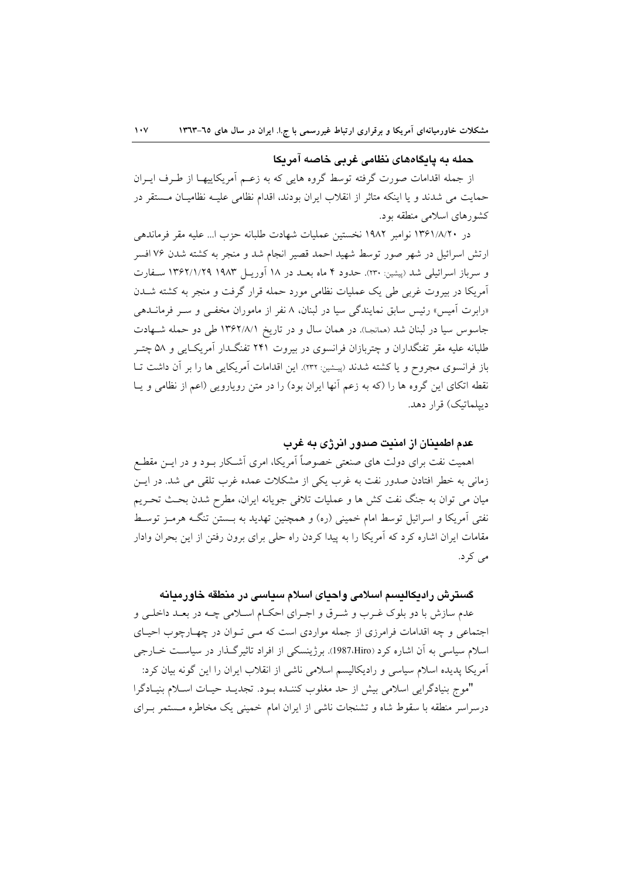### حمله به پایگاه‌های نظامی غربی خاصه آمریکا

از جمله اقدامات صورت گرفته توسط گروه هایی که به زعـم آمریکاییهـا از طـرف ایـران حمایت می شدند و یا اینکه متاثر از انقلاب ایران بودند، اقدام نظامی علیـه نظامیـان مـستقر در کشورهای اسلامی منطقه بود.

در ۱۳۶۱/۸/۲۰ نوامبر ۱۹۸۲ نخستین عملیات شهادت طلبانه حزب ا... علیه مقر فرماندهی ارتش اسرائیل در شهر صور توسط شهید احمد قصیر انجام شد و منجر به کشته شدن ۷۶ افسر و سرباز اسرائیلی شد (پیشین: ۲۳۰). حدود ۴ ماه بعـد در ۱۸ آوریـل ۱۹۸۳ ۱۳۶۲/۱/۲۹ سـفارت آمریکا در بیروت غربی طی یک عملیات نظامی مورد حمله قرار گرفت و منجر به کشته شـدن «رابرت آمیس» رئیس سابق نمایندگی سیا در لبنان، ۸ نفر از ماموران مخفـی و سـر فرمانـدهی جاسوس سیا در لبنان شد (همانجا). در همان سال و در تاریخ ۱۳۶۲/۸/۱ طی دو حمله شـهادت طلبانه علیه مقر تفنگداران و چتربازان فرانسوی در بیروت ۲۴۱ تفنگـدار آمریکـایی و ۵۸ چتـر باز فرانسوی مجروح و یا کشته شدند (پیـشین: ۲۳۲). این اقدامات آمریکایی ها را بر آن داشت تـا نقطه اتکای این گروه ها را (که به زعم آنها ایران بود) را در متن رویارویی (اعم از نظامی و یـا دیپلماتیک) قرار دهد.

### عدم اطمینان از امنیت صدور انرژی به غرب

اهمیت نفت برای دولت های صنعتی خصوصاً آمریکا، امری آشـکار بـود و در ایـن مقطـع زمانی به خطر افتادن صدور نفت به غرب یکی از مشکلات عمده غرب تلقی می شد. در ایـن میان می توان به جنگ نفت کش ها و عملیات تلافی جویانه ایران، مطرح شدن بحـث تحـریم نفتی آمریکا و اسرائیل توسط امام خمینی (ره) و همچنین تهدید به بـستن تنگـه هرمـز توسـط مقامات ایران اشاره کرد که آمریکا را به پیدا کردن راه حلی برای برون رفتن از این بحران وادار می کرد.

### گسترش رادیکالیسم اسلامی واحیای اسلام سیاسی در منطقه خاورمیانه

عدم سازش با دو بلوک غـرب و شـرق و اجـرای احکـام اسـلامی چـه در بعـد داخلـی و اجتماعی و چه اقدامات فرامرزی از جمله مواردی است که مـی تـوان در چهـارچوب احیـای اسلام سیاسی به آن اشاره کرد (Hiro،1987). برژینسکی از افراد تاثیرگـذار در سیاسـت خـارجی آمریکا پدیده اسلام سیاسی و رادیکالیسم اسلامی ناشی از انقلاب ایران را این گونه بیان کرد:

"موج بنیادگرایی اسلامی بیش از حد مغلوب کننـده بـود. تجدیـد حیـات اسـلام بنیـادگرا درسراسر منطقه با سقوط شاه و تشنجات ناشی از ایران امام خمینی یک مخاطره مـستمر بـرای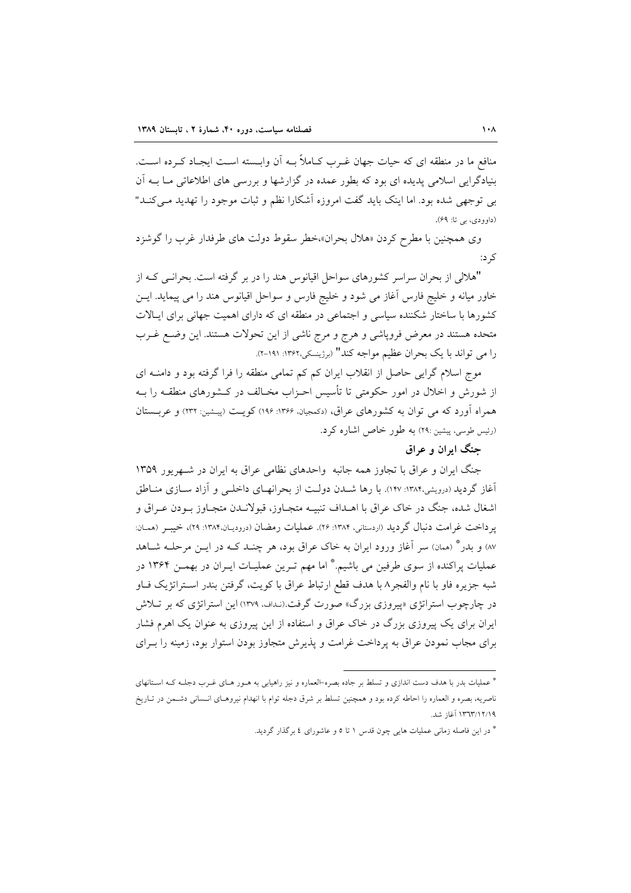منافع ما در منطقه ای که حیات جهان غـرب کـاملاً بـه آن وابـسته اسـت ایجـاد کـرده اسـت. بنیادگرایی اسلامی پدیده ای بود که بطور عمده در گزارشها و بررسی های اطلاعاتی مـا بـه آن بی توجهی شده بود. اما اینک باید گفت امروزه آشکارا نظم و ثبات موجود را تهدید مـی‌کنـد" (داوودی، بی تا: ۶۹).

وی همچنین با مطرح کردن «هلال بحران»،خطر سقوط دولت های طرفدار غرب را گوشزد کرد:

"هلالی از بحران سراسر کشورهای سواحل اقیانوس هند را در بر گرفته است. بحرانـی کـه از خاور میانه و خلیج فارس آغاز می شود و خلیج فارس و سواحل اقیانوس هند را می پیماید. ایـن کشورها با ساختار شکننده سیاسی و اجتماعی در منطقه ای که دارای اهمیت جهانی برای ایـالات متحده هستند در معرض فروپاشی و هرج و مرج ناشی از این تحولات هستند. این وضـع غـرب را می تواند با یک بحران عظیم مواجه کند" (برژینسکی،۱۳۶۲: ۱۹۱-۲).

موج اسلام گرایی حاصل از انقلاب ایران کم کم تمامی منطقه را فرا گرفته بود و دامنـه ای از شورش و اخلال در امور حکومتی تا تأسیس احـزاب مخـالف در کـشورهای منطقـه را بـه همراه آورد که می توان به کشورهای عراق، (دکمجیان، ۱۳۶۶: ۱۹۶) کویـت (پیـشین: ۲۳۲) و عربـستان (رئیس طوسی، پیشین :۲۹) به طور خاص اشاره کرد.

## جنگ ایران و عراق

جنگ ایران و عراق با تجاوز همه جانبه واحدهای نظامی عراق به ایران در شـهریور ۱۳۵۹ آغاز گردید (درویشی،۱۳۸۴: ۱۴۷). با رها شـدن دولـت از بحرانهـای داخلـی و آزاد سـازی منـاطق اشغال شده، جنگ در خاک عراق با اهـداف تنبیـه متجـاوز، قبولانـدن متجـاوز بـودن عـراق و پرداخت غرامت دنبال گردید (اردستانی، ۱۳۸۴: ۲۶). عملیات رمضان (درودیـان،۱۳۸۴: ۲۹)، خیبـر (همـان: ۸۷) و بدر* (همان) سر آغاز ورود ایران به خاک عراق بود، هر چنـد کـه در ایـن مرحلـه شـاهد عملیات پراکنده از سوی طرفین می باشیم.* اما مهم تـرین عملیـات ایـران در بهمـن ۱۳۶۴ در شبه جزیره فاو با نام والفجر۸ با هدف قطع ارتباط عراق با کویت، گرفتن بندر اسـتراتژیک فـاو در چارچوب استراتژی «پیروزی بزرگ» صورت گرفت.(نـداف، ۱۳۷۹) این استراتژی که بر تـلاش ایران برای یک پیروزی بزرگ در خاک عراق و استفاده از این پیروزی به عنوان یک اهرم فشار برای مجاب نمودن عراق به پرداخت غرامت و پذیرش متجاوز بودن استوار بود، زمینه را بـرای

---

* عملیات بدر با هدف دست اندازی و تسلط بر جاده بصره-العماره و نیز راهیابی به هـور هـای غـرب دجلـه کـه اسـتانهای ناصریه، بصره و العماره را احاطه کرده بود و همچنین تسلط بر شرق دجله توام با انهدام نیروهـای انـسانی دشـمن در تـاریخ ۱۳۶۳/۱۲/۱۹ آغاز شد.

* در این فاصله زمانی عملیات هایی چون قدس ۱ تا ۵ و عاشورای ٤ برگذار گردید.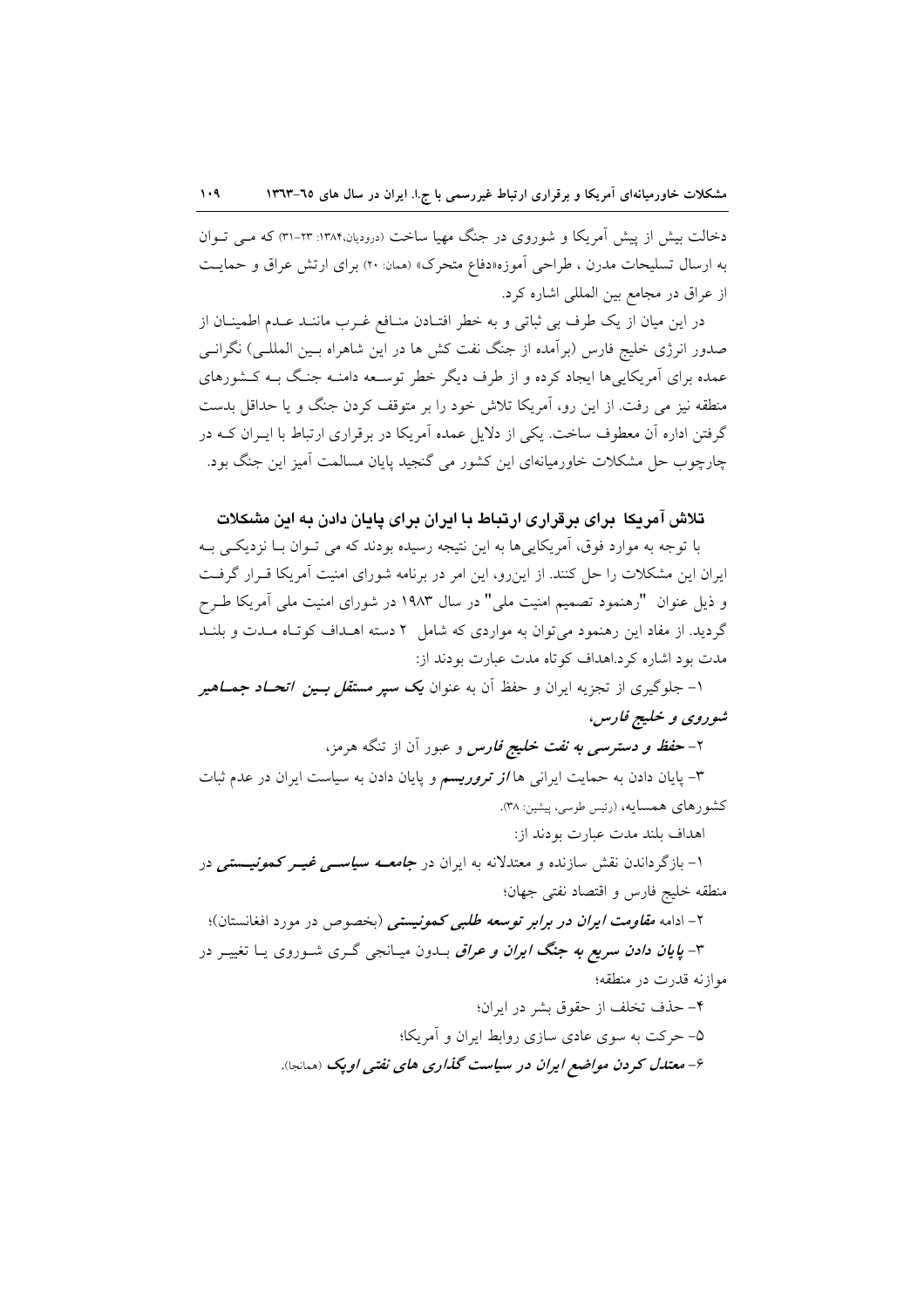دخالت بیش از پیش آمریکا و شوروی در جنگ مهیا ساخت (درودیان،۱۳۸۴: ۲۳-۳۱) که می توان به ارسال تسلیحات مدرن ، طراحی آموزه«دفاع متحرک» (همان: ۲۰) برای ارتش عراق و حمایت از عراق در مجامع بین المللی اشاره کرد.

در این میان از یک طرف بی ثباتی و به خطر افتادن منافع غرب مانند عدم اطمینان از صدور انرژی خلیج فارس (برآمده از جنگ نفت کش ها در این شاهراه بین المللی) نگرانی عمده برای آمریکایی‌ها ایجاد کرده و از طرف دیگر خطر توسعه دامنه جنگ به کشورهای منطقه نیز می رفت. از این رو، آمریکا تلاش خود را بر متوقف کردن جنگ و یا حداقل بدست گرفتن اداره آن معطوف ساخت. یکی از دلایل عمده آمریکا در برقراری ارتباط با ایران که در چارچوب حل مشکلات خاورمیانه‌ای این کشور می گنجید پایان مسالمت آمیز این جنگ بود.

### تلاش آمریکا برای برقراری ارتباط با ایران برای پایان دادن به این مشکلات

با توجه به موارد فوق، آمریکایی‌ها به این نتیجه رسیده بودند که می توان با نزدیکی به ایران این مشکلات را حل کنند. از این‌رو، این امر در برنامه شورای امنیت آمریکا قرار گرفت و ذیل عنوان "رهنمود تصمیم امنیت ملی" در سال ۱۹۸۳ در شورای امنیت ملی آمریکا طرح گردید. از مفاد این رهنمود می‌توان به مواردی که شامل ۲ دسته اهداف کوتاه مدت و بلند مدت بود اشاره کرد.اهداف کوتاه مدت عبارت بودند از:

۱- جلوگیری از تجزیه ایران و حفظ آن به عنوان ***یک سپر مستقل بین اتحاد جماهیر شوروی و خلیج فارس***،

۲- ***حفظ و دسترسی به نفت خلیج فارس*** و عبور آن از تنگه هرمز،

۳- پایان دادن به حمایت ایرانی ها ***از تروریسم*** و پایان دادن به سیاست ایران در عدم ثبات کشورهای همسایه، (رئیس طوسی، پیشین: ۳۸).

اهداف بلند مدت عبارت بودند از:

۱- بازگرداندن نقش سازنده و معتدلانه به ایران در ***جامعه سیاسی غیر کمونیستی*** در منطقه خلیج فارس و اقتصاد نفتی جهان؛

۲- ادامه ***مقاومت ایران در برابر توسعه طلبی کمونیستی*** (بخصوص در مورد افغانستان)؛

۳- ***پایان دادن سریع به جنگ ایران و عراق*** بدون میانجی گری شوروی یا تغییر در موازنه قدرت در منطقه؛

۴- حذف تخلف از حقوق بشر در ایران؛

۵- حرکت به سوی عادی سازی روابط ایران و آمریکا؛

۶- ***معتدل کردن مواضع ایران در سیاست گذاری های نفتی اوپک*** (همانجا).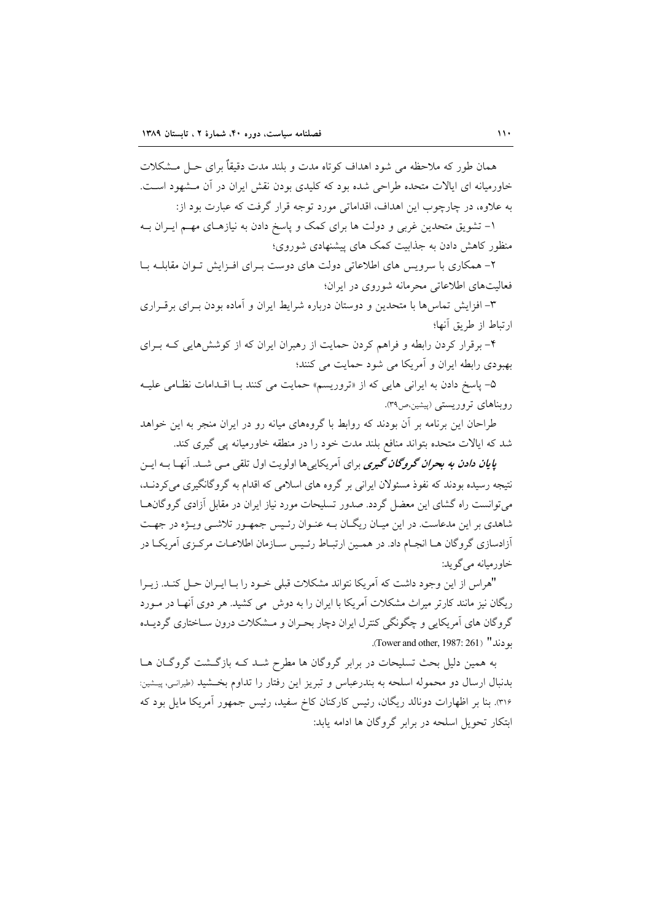همان طور که ملاحظه می شود اهداف کوتاه مدت و بلند مدت دقیقاً برای حل مشکلات خاورمیانه ای ایالات متحده طراحی شده بود که کلیدی بودن نقش ایران در آن مشهود است. به علاوه، در چارچوب این اهداف، اقداماتی مورد توجه قرار گرفت که عبارت بود از:

۱- تشویق متحدین غربی و دولت ها برای کمک و پاسخ دادن به نیازهای مهم ایران به منظور کاهش دادن به جذابیت کمک های پیشنهادی شوروی؛

۲- همکاری با سرویس های اطلاعاتی دولت های دوست برای افزایش توان مقابله با فعالیت‌های اطلاعاتی محرمانه شوروی در ایران؛

۳- افزایش تماس‌ها با متحدین و دوستان درباره شرایط ایران و آماده بودن برای برقراری ارتباط از طریق آنها؛

۴- برقرار کردن رابطه و فراهم کردن حمایت از رهبران ایران که از کوشش‌هایی که برای بهبودی رابطه ایران و آمریکا می شود حمایت می کنند؛

۵- پاسخ دادن به ایرانی هایی که از «تروریسم» حمایت می کنند با اقدامات نظامی علیه روبناهای تروریستی (پیشین،ص۳۹).

طراحان این برنامه بر آن بودند که روابط با گروه‌های میانه رو در ایران منجر به این خواهد شد که ایالات متحده بتواند منافع بلند مدت خود را در منطقه خاورمیانه پی گیری کند.

***پایان دادن به بحران گروگان گیری*** برای آمریکایی‌ها اولویت اول تلقی می شد. آنها به این نتیجه رسیده بودند که نفوذ مسئولان ایرانی بر گروه های اسلامی که اقدام به گروگانگیری می‌کردند، می‌توانست راه گشای این معضل گردد. صدور تسلیحات مورد نیاز ایران در مقابل آزادی گروگان‌ها شاهدی بر این مدعاست. در این میان ریگان به عنوان رئیس جمهور تلاشی ویژه در جهت آزادسازی گروگان ها انجام داد. در همین ارتباط رئیس سازمان اطلاعات مرکزی آمریکا در خاورمیانه می‌گوید:

"هراس از این وجود داشت که آمریکا نتواند مشکلات قبلی خود را با ایران حل کند. زیرا ریگان نیز مانند کارتر میراث مشکلات آمریکا با ایران را به دوش می کشید. هر دوی آنها در مورد گروگان های آمریکایی و چگونگی کنترل ایران دچار بحران و مشکلات درون ساختاری گردیده بودند" (Tower and other, 1987: 261).

به همین دلیل بحث تسلیحات در برابر گروگان ها مطرح شد که بازگشت گروگان ها بدنبال ارسال دو محموله اسلحه به بندرعباس و تبریز این رفتار را تداوم بخشید (طیرانی، پیشین: ۳۱۶). بنا بر اظهارات دونالد ریگان، رئیس کارکنان کاخ سفید، رئیس جمهور آمریکا مایل بود که ابتکار تحویل اسلحه در برابر گروگان ها ادامه یابد: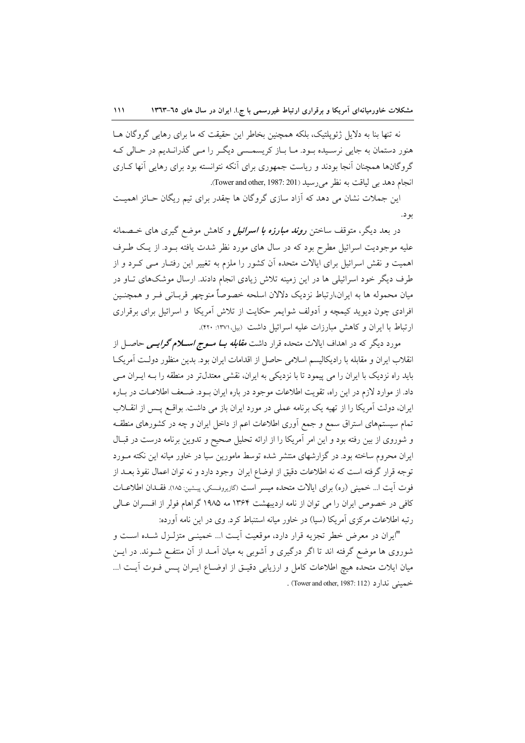نه تنها بنا به دلایل ژئوپلتیک، بلکه همچنین بخاطر این حقیقت که ما برای رهایی گروگان ها هنوز دستمان به جایی نرسیده بود. ما باز کریسمسی دیگر را می گذراندیم در حالی که گروگان‌ها همچنان آنجا بودند و ریاست جمهوری برای آنکه نتوانسته بود برای رهایی آنها کاری انجام دهد بی لیاقت به نظر می‌رسید (Tower and other, 1987: 201).

این جملات نشان می دهد که آزاد سازی گروگان ها چقدر برای تیم ریگان حائز اهمیت بود.

در بعد دیگر، متوقف ساختن ***روند مبارزه با اسرائیل*** و کاهش موضع گیری های خصمانه علیه موجودیت اسرائیل مطرح بود که در سال های مورد نظر شدت یافته بود. از یک طرف اهمیت و نقش اسرائیل برای ایالات متحده آن کشور را ملزم به تغییر این رفتار می کرد و از طرف دیگر خود اسرائیلی ها در این زمینه تلاش زیادی انجام دادند. ارسال موشک‌های تاو در میان محموله ها به ایران،ارتباط نزدیک دلالان اسلحه خصوصاً منوچهر قربانی فر و همچنین افرادی چون دیوید کیمچه و آدولف شوایمر حکایت از تلاش آمریکا و اسرائیل برای برقراری ارتباط با ایران و کاهش مبارزات علیه اسرائیل داشت (بیل،۱۳۷۱: ۴۲۰).

مورد دیگر که در اهداف ایالات متحده قرار داشت ***مقابله با موج اسلام گرایی*** حاصل از انقلاب ایران و مقابله با رادیکالیسم اسلامی حاصل از اقدامات ایران بود. بدین منظور دولت آمریکا باید راه نزدیک با ایران را می پیمود تا با نزدیکی به ایران، نقشی معتدل‌تر در منطقه را به ایران می داد. از موارد لازم در این راه، تقویت اطلاعات موجود در باره ایران بود. ضعف اطلاعات در باره ایران، دولت آمریکا را از تهیه یک برنامه عملی در مورد ایران باز می داشت. بواقع پس از انقلاب تمام سیستم‌های استراق سمع و جمع آوری اطلاعات اعم از داخل ایران و چه در کشورهای منطقه و شوروی از بین رفته بود و این امر آمریکا را از ارائه تحلیل صحیح و تدوین برنامه درست در قبال ایران محروم ساخته بود. در گزارشهای منتشر شده توسط ماموریـن سیا در خاور میانه این نکته مورد توجه قرار گرفته است که نه اطلاعات دقیق از اوضاع ایران وجود دارد و نه توان اعمال نفوذ بعد از فوت آیت ا... خمینی (ره) برای ایالات متحده میسر است (گازیروفسکی، پیشین: ۱۸۵). فقدان اطلاعات کافی در خصوص ایران را می توان از نامه اردیبهشت ۱۳۶۴ مه ۱۹۸۵ گراهام فولر از افسران عالی رتبه اطلاعات مرکزی آمریکا (سیا) در خاور میانه استنباط کرد. وی در این نامه آورده:

"ایران در معرض خطر تجزیه قرار دارد، موقعیت آیت ا... خمینی متزلزل شده است و شوروی ها موضع گرفته اند تا اگر درگیری و آشوبی به میان آمد از آن منتفع شوند. در این میان ایالات متحده هیچ اطلاعات کامل و ارزیابی دقیق از اوضاع ایران پس فوت آیت ا... خمینی ندارد (Tower and other, 1987: 112) .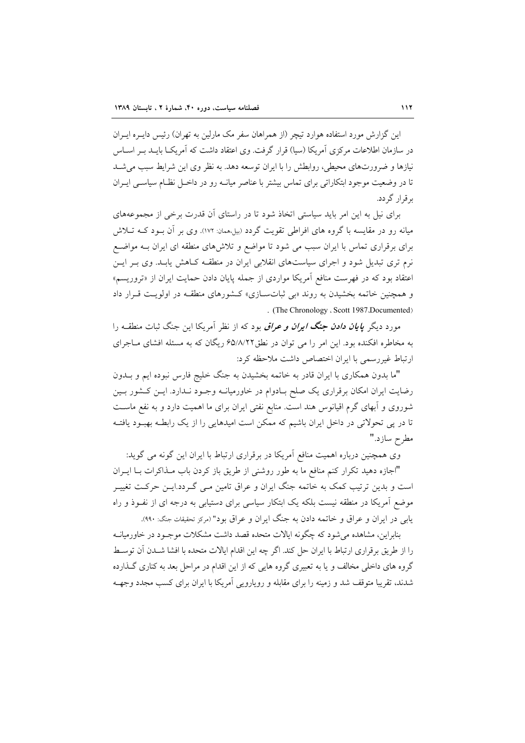این گزارش مورد استفاده هوارد تیچر (از همراهان سفر مک مارلین به تهران) رئیس دایـره ایـران در سازمان اطلاعات مرکزی آمریکا (سیا) قرار گرفت. وی اعتقاد داشت که آمریکـا بایـد بـر اسـاس نیازها و ضرورت‌های محیطی، روابطش را با ایران توسعه دهد. به نظر وی این شرایط سبب می‌شـد تا در وضعیت موجود ابتکاراتی برای تماس بیشتر با عناصر میانـه رو در داخـل نظـام سیاسـی ایـران برقرار گردد.

برای نیل به این امر باید سیاستی اتخاذ شود تا در راستای آن قدرت برخی از مجموعه‌های میانه رو در مقایسه با گروه های افراطی تقویت گردد (بیل،همان: ۱۷۲). وی بر آن بـود کـه تـلاش برای برقراری تماس با ایران سبب می شود تا مواضع و تلاش‌های منطقه ای ایران بـه مواضـع نرم تری تبدیل شود و اجرای سیاست‌های انقلابی ایران در منطقـه کـاهش یابـد. وی بـر ایـن اعتقاد بود که در فهرست منافع آمریکا مواردی از جمله پایان دادن حمایت ایران از «تروریسم» و همچنین خاتمه بخشیدن به روند «بی ثبات‌سـازی» کـشورهای منطقـه در اولویـت قـرار داد (The Chronology ، Scott 1987,Documented) .

مورد دیگر ***پایان دادن جنگ ایران و عراق*** بود که از نظر آمریکا این جنگ ثبات منطقـه را به مخاطره افکنده بود. این امر را می توان در نطق۶۵/۸/۲۲ ریگان که به مسئله افشای مـاجرای ارتباط غیررسمی با ایران اختصاص داشت ملاحظه کرد:

"ما بدون همکاری با ایران قادر به خاتمه بخشیدن به جنگ خلیج فارس نبوده ایم و بـدون رضایت ایران امکان برقراری یک صلح بـادوام در خاورمیانـه وجـود نـدارد. ایـن کـشور بـین شوروی و آبهای گرم اقیانوس هند است. منابع نفتی ایران برای ما اهمیت دارد و به نفع ماسـت تا در پی تحولاتی در داخل ایران باشیم که ممکن است امیدهایی را از یک رابطـه بهبـود یافتـه مطرح سازد."

وی همچنین درباره اهمیت منافع آمریکا در برقراری ارتباط با ایران این گونه می گوید:

"اجازه دهید تکرار کنم منافع ما به طور روشنی از طریق باز کردن باب مـذاکرات بـا ایـران است و بدین ترتیب کمک به خاتمه جنگ ایران و عراق تامین مـی گـردد.ایـن حرکـت تغییـر موضع آمریکا در منطقه نیست بلکه یک ابتکار سیاسی برای دستیابی به درجه ای از نفـوذ و راه یابی در ایران و عراق و خاتمه دادن به جنگ ایران و عراق بود" (مرکز تحقیقات جنگ: ۹۹۰).

بنابراین، مشاهده می‌شود که چگونه ایالات متحده قصد داشت مشکلات موجـود در خاورمیانـه را از طریق برقراری ارتباط با ایران حل کند. اگر چه این اقدام ایالات متحده با افشا شـدن آن توسـط گروه های داخلی مخالف و یا به تعبیری گروه هایی که از این اقدام در مراحل بعد به کناری گـذارده شدند، تقریبا متوقف شد و زمینه را برای مقابله و رویارویی آمریکا با ایران برای کسب مجدد وجهـه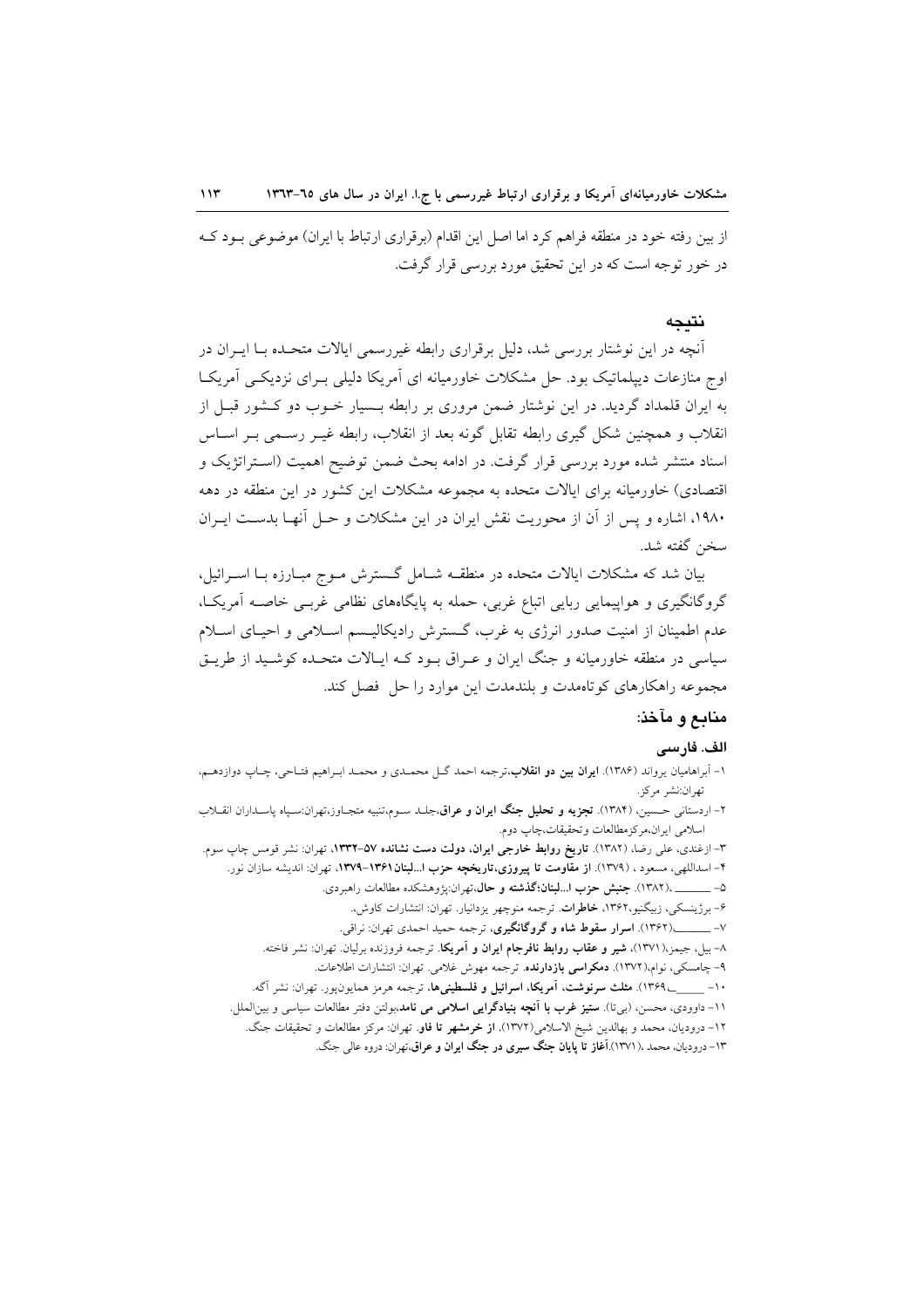از بین رفته خود در منطقه فراهم کرد اما اصل این اقدام (برقراری ارتباط با ایران) موضوعی بـود کـه در خور توجه است که در این تحقیق مورد بررسی قرار گرفت.

## نتیجه

آنچه در این نوشتار بررسی شد، دلیل برقراری رابطه غیررسمی ایالات متحـده بـا ایـران در اوج منازعات دیپلماتیک بود. حل مشکلات خاورمیانه ای آمریکا دلیلی بـرای نزدیکـی آمریکـا به ایران قلمداد گردید. در این نوشتار ضمن مروری بر رابطه بـسیار خـوب دو کـشور قبـل از انقلاب و همچنین شکل گیری رابطه تقابل گونه بعد از انقلاب، رابطه غیـر رسـمی بـر اسـاس اسناد منتشر شده مورد بررسی قرار گرفت. در ادامه بحث ضمن توضیح اهمیت (اسـتراتژیک و اقتصادی) خاورمیانه برای ایالات متحده به مجموعه مشکلات این کشور در این منطقه در دهه ۱۹۸۰، اشاره و پس از آن از محوریت نقش ایران در این مشکلات و حـل آنهـا بدسـت ایـران سخن گفته شد.

بیان شد که مشکلات ایالات متحده در منطقـه شـامل گـسترش مـوج مبـارزه بـا اسـرائیل، گروگانگیری و هواپیمایی ربایی اتباع غربی، حمله به پایگاه‌های نظامی غربـی خاصـه آمریکـا، عدم اطمینان از امنیت صدور انرژی به غرب، گـسترش رادیکالیـسم اسـلامی و احیـای اسـلام سیاسی در منطقه خاورمیانه و جنگ ایران و عـراق بـود کـه ایـالات متحـده کوشـید از طریـق مجموعه راهکارهای کوتاه‌مدت و بلندمدت این موارد را حل فصل کند.

## منابع و مآخذ:

### الف. فارسی

۱- آبراهامیان یرواند (۱۳۸۶). **ایران بین دو انقلاب**،ترجمه احمد گـل محمـدی و محمـد ابـراهیم فتـاحی، چـاپ دوازدهـم، تهران:نشر مرکز.

۲- اردستانی حـسین، (۱۳۸۴). **تجزیه و تحلیل جنگ ایران و عراق**،جلـد سـوم،تنبیه متجـاوز،تهران:سـپاه پاسـداران انقـلاب اسلامی ایران،مرکزمطالعات وتحقیقات،چاپ دوم.

۳- ازغندی، علی رضا، (۱۳۸۲). **تاریخ روابط خارجی ایران، دولت دست نشانده ۵۷-۱۳۳۲**، تهران: نشر قومس چاپ سوم.

۴- اسداللهی، مسعود ، (۱۳۷۹). **از مقاومت تا پیروزی،تاریخچه حزب ا...لبنان ۱۳۶۱-۱۳۷۹**، تهران: اندیشه سازان نور.

۵- ــــــــ ،(۱۳۸۲). **جنبش حزب ا...لبنان؛گذشته و حال**،تهران:پژوهشکده مطالعات راهبردی.

۶- برژینسکی، زبیگنیو،۱۳۶۲، **خاطرات**. ترجمه منوچهر یزدانیار. تهران: انتشارات کاوش.،

۷- ــــــــ(۱۳۶۲). **اسرار سقوط شاه و گروگانگیری**، ترجمه حمید احمدی تهران: نراقی.

۸- بیل، جیمز،(۱۳۷۱)، **شیر و عقاب روابط نافرجام ایران و آمریکا**. ترجمه فروزنده برلیان. تهران: نشر فاخته.

۹- چامسکی، نوام،(۱۳۷۲). **دمکراسی بازدارنده**. ترجمه مهوش غلامی. تهران: انتشارات اطلاعات.

۱۰- ــــــــ،۱۳۶۹). **مثلث سرنوشت، آمریکا، اسرائیل و فلسطینی‌ها**، ترجمه هرمز همایون‌پور. تهران: نشر آگه.

۱۱- داوودی، محسن، (بی‌تا). **ستیز غرب با آنچه بنیادگرایی اسلامی می نامد**،بولتن دفتر مطالعات سیاسی و بین‌الملل.

۱۲- درودیان، محمد و بهالدین شیخ الاسلامی(۱۳۷۲). **از خرمشهر تا فاو**. تهران: مرکز مطالعات و تحقیقات جنگ.

۱۳- درودیان، محمد ،(۱۳۷۱).**آغاز تا پایان جنگ سیری در جنگ ایران و عراق**،تهران: دروه عالی جنگ.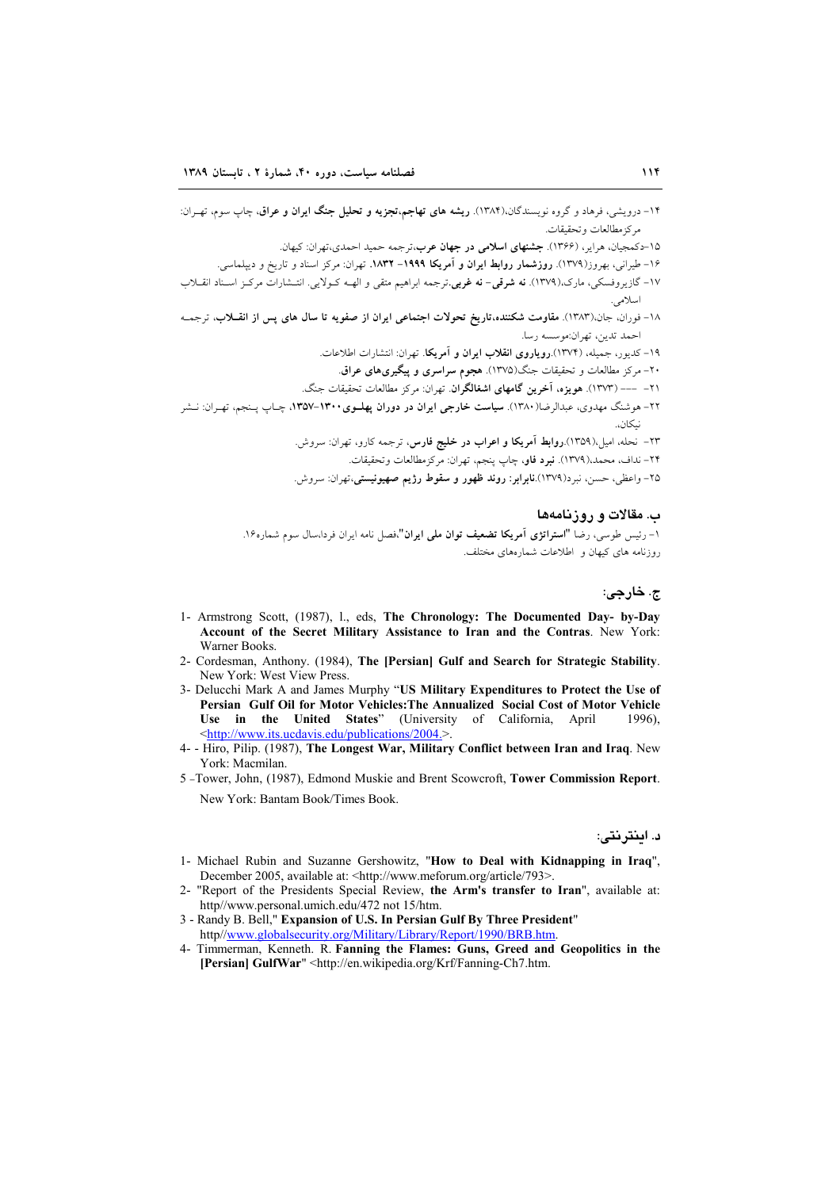۱۴- درویشی، فرهاد و گروه نویسندگان،(۱۳۸۴). **ریشه های تهاجم،تجزیه و تحلیل جنگ ایران و عراق**، چاپ سوم، تهران: مرکزمطالعات وتحقیقات.

۱۵-دکمجیان، هرایر، (۱۳۶۶). **جنبشهای اسلامی در جهان عرب**،ترجمه حمید احمدی،تهران: کیهان.

۱۶- طبرائی، بهروز(۱۳۷۹). **روزشمار روابط ایران و آمریکا ۱۹۹۹- ۱۸۳۲**. تهران: مرکز اسناد و تاریخ و دیپلماسی.

۱۷- گازیروفسکی، مارک،(۱۳۷۹). **نه شرقی- نه غربی**،ترجمه ابراهیم متقی و الهه کولایی. انتشارات مرکز اسناد انقلاب اسلامی.

۱۸- فوران، جان،(۱۳۸۳). **مقاومت شکننده،تاریخ تحولات اجتماعی ایران از صفویه تا سال های پس از انقلاب**، ترجمه احمد تدین، تهران:موسسه رسا.

۱۹- کدیور، جمیله، (۱۳۷۴).**رویاروی انقلاب ایران و آمریکا**. تهران: انتشارات اطلاعات.

۲۰- مرکز مطالعات و تحقیقات جنگ(۱۳۷۵). **هجوم سراسری و پیگیری‌های عراق**.

۲۱- --- (۱۳۷۳). **هویزه، آخرین گامهای اشغالگران**. تهران: مرکز مطالعات تحقیقات جنگ.

۲۲- هوشنگ مهدوی، عبدالرضا(۱۳۸۰). **سیاست خارجی ایران در دوران پهلوی۱۳۰۰-۱۳۵۷**، چاپ پنجم، تهران: نشر نیکان.

۲۳- نحله، امیل،(۱۳۵۹).**روابط آمریکا و اعراب در خلیج فارس**، ترجمه کارو، تهران: سروش.

۲۴- نداف، محمد،(۱۳۷۹). **نبرد فاو**، چاپ پنجم، تهران: مرکزمطالعات وتحقیقات.

۲۵- واعظی، حسن، نبرد(۱۳۷۹).**نابرابر: روند ظهور و سقوط رژیم صهیونیستی**،تهران: سروش.

### ب. مقالات و روزنامه‌ها

۱- رئیس طوسی، رضا "**استراتژی آمریکا تضعیف توان ملی ایران**"،فصل نامه ایران فردا،سال سوم شماره۱۶.

روزنامه های کیهان و اطلاعات شماره‌های مختلف.

### ج. خارجی:

1- Armstrong Scott, (1987), l., eds, **The Chronology: The Documented Day- by-Day Account of the Secret Military Assistance to Iran and the Contras**. New York: Warner Books.

2- Cordesman, Anthony. (1984), **The [Persian] Gulf and Search for Strategic Stability**. New York: West View Press.

3- Delucchi Mark A and James Murphy "**US Military Expenditures to Protect the Use of Persian Gulf Oil for Motor Vehicles:The Annualized Social Cost of Motor Vehicle Use in the United States**" (University of California, April 1996), <http://www.its.ucdavis.edu/publications/2004.>.

4- - Hiro, Pilip. (1987), **The Longest War, Military Conflict between Iran and Iraq**. New York: Macmilan.

5 -Tower, John, (1987), Edmond Muskie and Brent Scowcroft, **Tower Commission Report**. New York: Bantam Book/Times Book.

### د. اینترنتی:

1- Michael Rubin and Suzanne Gershowitz, "**How to Deal with Kidnapping in Iraq**", December 2005, available at: <http://www.meforum.org/article/793>.

2- "Report of the Presidents Special Review, **the Arm's transfer to Iran**", available at: http//www.personal.umich.edu/472 not 15/htm.

3 - Randy B. Bell," **Expansion of U.S. In Persian Gulf By Three President**" http//www.globalsecurity.org/Military/Library/Report/1990/BRB.htm.

4- Timmerman, Kenneth. R. **Fanning the Flames: Guns, Greed and Geopolitics in the [Persian] GulfWar**" <http://en.wikipedia.org/Krf/Fanning-Ch7.htm.